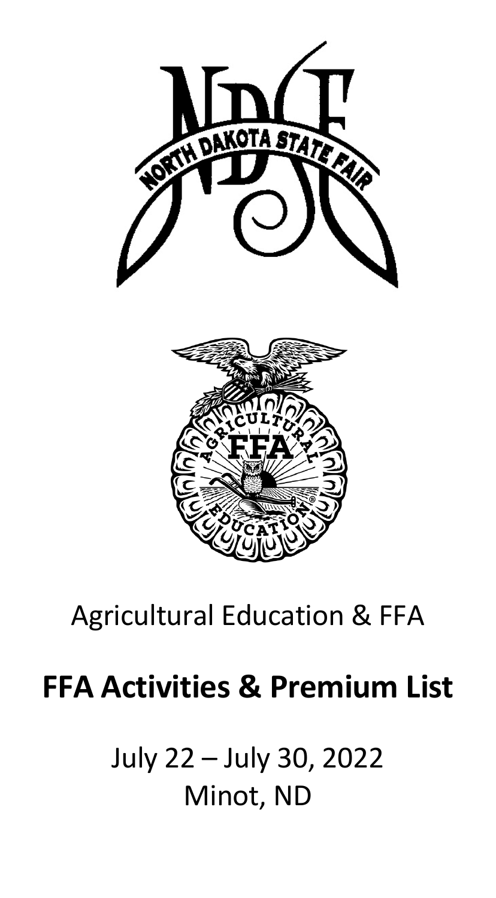Agricultural Education & FFA

# FFA Activities & Premium List

July 22 – July 30, 2022

Minot, ND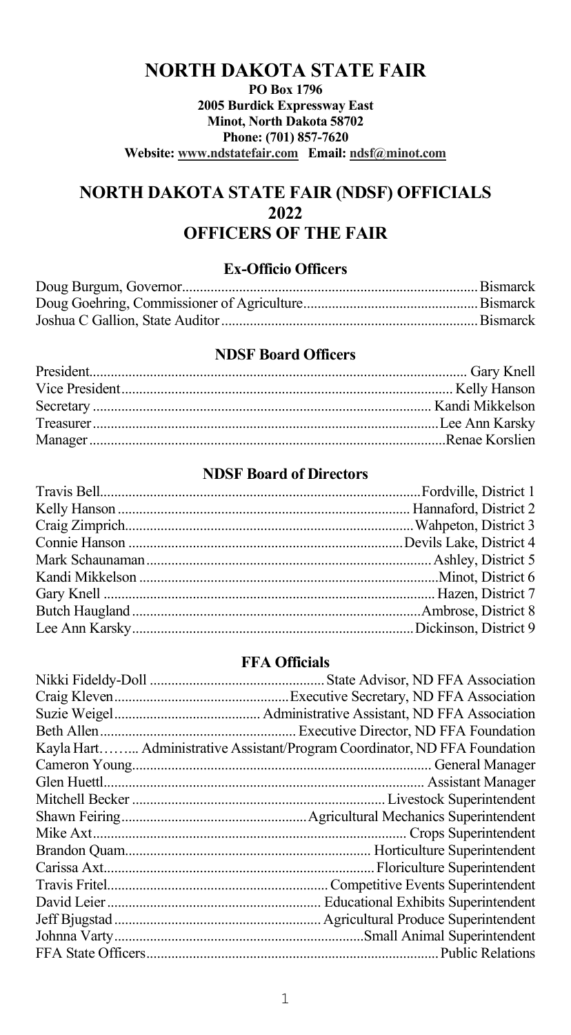# NORTH DAKOTA STATE FAIR

**PO Box 1796**
**2005 Burdick Expressway East**
**Minot, North Dakota 58702**
**Phone: (701) 857-7620**
**Website: www.ndstatefair.com Email: ndsf@minot.com**

# NORTH DAKOTA STATE FAIR (NDSF) OFFICIALS 2022
# OFFICERS OF THE FAIR

### Ex-Officio Officers

| | |
|---|---|
| Doug Burgum, Governor | Bismarck |
| Doug Goehring, Commissioner of Agriculture | Bismarck |
| Joshua C Gallion, State Auditor | Bismarck |

### NDSF Board Officers

| | |
|---|---|
| President | Gary Knell |
| Vice President | Kelly Hanson |
| Secretary | Kandi Mikkelson |
| Treasurer | Lee Ann Karsky |
| Manager | Renae Korslien |

### NDSF Board of Directors

| | |
|---|---|
| Travis Bell | Fordville, District 1 |
| Kelly Hanson | Hannaford, District 2 |
| Craig Zimprich | Wahpeton, District 3 |
| Connie Hanson | Devils Lake, District 4 |
| Mark Schaunaman | Ashley, District 5 |
| Kandi Mikkelson | Minot, District 6 |
| Gary Knell | Hazen, District 7 |
| Butch Haugland | Ambrose, District 8 |
| Lee Ann Karsky | Dickinson, District 9 |

### FFA Officials

| | |
|---|---|
| Nikki Fideldy-Doll | State Advisor, ND FFA Association |
| Craig Kleven | Executive Secretary, ND FFA Association |
| Suzie Weigel | Administrative Assistant, ND FFA Association |
| Beth Allen | Executive Director, ND FFA Foundation |
| Kayla Hart | Administrative Assistant/Program Coordinator, ND FFA Foundation |
| Cameron Young | General Manager |
| Glen Huettl | Assistant Manager |
| Mitchell Becker | Livestock Superintendent |
| Shawn Feiring | Agricultural Mechanics Superintendent |
| Mike Axt | Crops Superintendent |
| Brandon Quam | Horticulture Superintendent |
| Carissa Axt | Floriculture Superintendent |
| Travis Fritel | Competitive Events Superintendent |
| David Leier | Educational Exhibits Superintendent |
| Jeff Bjugstad | Agricultural Produce Superintendent |
| Johnna Varty | Small Animal Superintendent |
| FFA State Officers | Public Relations |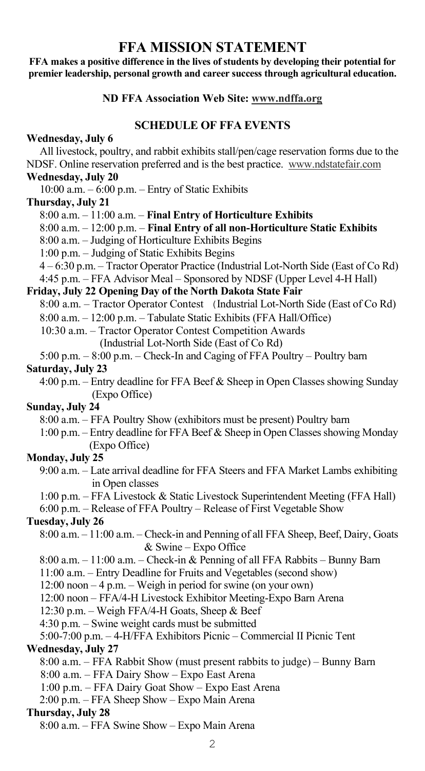# FFA MISSION STATEMENT

**FFA makes a positive difference in the lives of students by developing their potential for premier leadership, personal growth and career success through agricultural education.**

**ND FFA Association Web Site: www.ndffa.org**

## SCHEDULE OF FFA EVENTS

**Wednesday, July 6**

All livestock, poultry, and rabbit exhibits stall/pen/cage reservation forms due to the NDSF. Online reservation preferred and is the best practice. www.ndstatefair.com

**Wednesday, July 20**

10:00 a.m. – 6:00 p.m. – Entry of Static Exhibits

**Thursday, July 21**

8:00 a.m. – 11:00 a.m. – **Final Entry of Horticulture Exhibits**
8:00 a.m. – 12:00 p.m. – **Final Entry of all non-Horticulture Static Exhibits**
8:00 a.m. – Judging of Horticulture Exhibits Begins
1:00 p.m. – Judging of Static Exhibits Begins
4 – 6:30 p.m. – Tractor Operator Practice (Industrial Lot-North Side (East of Co Rd)
4:45 p.m. – FFA Advisor Meal – Sponsored by NDSF (Upper Level 4-H Hall)

**Friday, July 22 Opening Day of the North Dakota State Fair**

8:00 a.m. – Tractor Operator Contest (Industrial Lot-North Side (East of Co Rd)
8:00 a.m. – 12:00 p.m. – Tabulate Static Exhibits (FFA Hall/Office)
10:30 a.m. – Tractor Operator Contest Competition Awards (Industrial Lot-North Side (East of Co Rd)
5:00 p.m. – 8:00 p.m. – Check-In and Caging of FFA Poultry – Poultry barn

**Saturday, July 23**

4:00 p.m. – Entry deadline for FFA Beef & Sheep in Open Classes showing Sunday (Expo Office)

**Sunday, July 24**

8:00 a.m. – FFA Poultry Show (exhibitors must be present) Poultry barn
1:00 p.m. – Entry deadline for FFA Beef & Sheep in Open Classes showing Monday (Expo Office)

**Monday, July 25**

9:00 a.m. – Late arrival deadline for FFA Steers and FFA Market Lambs exhibiting in Open classes
1:00 p.m. – FFA Livestock & Static Livestock Superintendent Meeting (FFA Hall)
6:00 p.m. – Release of FFA Poultry – Release of First Vegetable Show

**Tuesday, July 26**

8:00 a.m. – 11:00 a.m. – Check-in and Penning of all FFA Sheep, Beef, Dairy, Goats & Swine – Expo Office
8:00 a.m. – 11:00 a.m. – Check-in & Penning of all FFA Rabbits – Bunny Barn
11:00 a.m. – Entry Deadline for Fruits and Vegetables (second show)
12:00 noon – 4 p.m. – Weigh in period for swine (on your own)
12:00 noon – FFA/4-H Livestock Exhibitor Meeting-Expo Barn Arena
12:30 p.m. – Weigh FFA/4-H Goats, Sheep & Beef
4:30 p.m. – Swine weight cards must be submitted
5:00-7:00 p.m. – 4-H/FFA Exhibitors Picnic – Commercial II Picnic Tent

**Wednesday, July 27**

8:00 a.m. – FFA Rabbit Show (must present rabbits to judge) – Bunny Barn
8:00 a.m. – FFA Dairy Show – Expo East Arena
1:00 p.m. – FFA Dairy Goat Show – Expo East Arena
2:00 p.m. – FFA Sheep Show – Expo Main Arena

**Thursday, July 28**

8:00 a.m. – FFA Swine Show – Expo Main Arena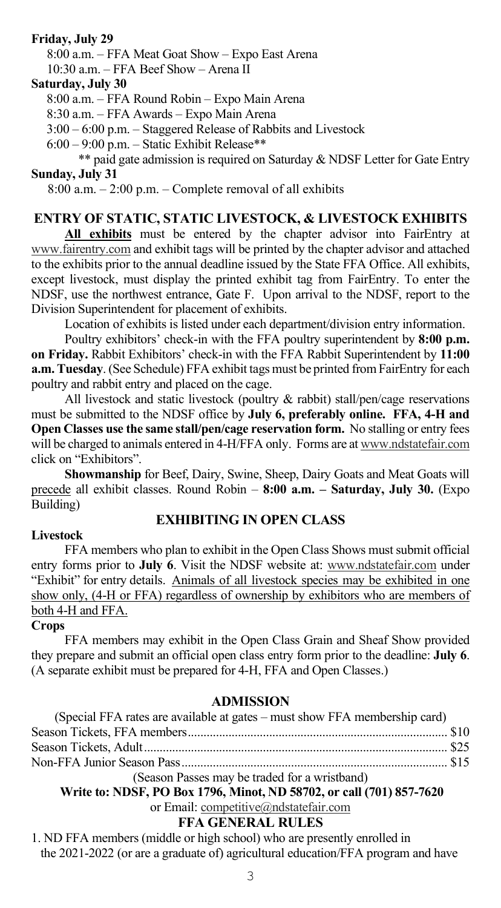**Friday, July 29**

8:00 a.m. – FFA Meat Goat Show – Expo East Arena

10:30 a.m. – FFA Beef Show – Arena II

**Saturday, July 30**

8:00 a.m. – FFA Round Robin – Expo Main Arena

8:30 a.m. – FFA Awards – Expo Main Arena

3:00 – 6:00 p.m. – Staggered Release of Rabbits and Livestock

6:00 – 9:00 p.m. – Static Exhibit Release**

** paid gate admission is required on Saturday & NDSF Letter for Gate Entry

**Sunday, July 31**

8:00 a.m. – 2:00 p.m. – Complete removal of all exhibits

## ENTRY OF STATIC, STATIC LIVESTOCK, & LIVESTOCK EXHIBITS

**All exhibits** must be entered by the chapter advisor into FairEntry at www.fairentry.com and exhibit tags will be printed by the chapter advisor and attached to the exhibits prior to the annual deadline issued by the State FFA Office. All exhibits, except livestock, must display the printed exhibit tag from FairEntry. To enter the NDSF, use the northwest entrance, Gate F. Upon arrival to the NDSF, report to the Division Superintendent for placement of exhibits.

Location of exhibits is listed under each department/division entry information.

Poultry exhibitors' check-in with the FFA poultry superintendent by **8:00 p.m. on Friday.** Rabbit Exhibitors' check-in with the FFA Rabbit Superintendent by **11:00 a.m. Tuesday**. (See Schedule) FFA exhibit tags must be printed from FairEntry for each poultry and rabbit entry and placed on the cage.

All livestock and static livestock (poultry & rabbit) stall/pen/cage reservations must be submitted to the NDSF office by **July 6, preferably online. FFA, 4-H and Open Classes use the same stall/pen/cage reservation form.** No stalling or entry fees will be charged to animals entered in 4-H/FFA only. Forms are at www.ndstatefair.com click on "Exhibitors".

**Showmanship** for Beef, Dairy, Swine, Sheep, Dairy Goats and Meat Goats will precede all exhibit classes. Round Robin – **8:00 a.m. – Saturday, July 30.** (Expo Building)

## EXHIBITING IN OPEN CLASS

**Livestock**

FFA members who plan to exhibit in the Open Class Shows must submit official entry forms prior to **July 6**. Visit the NDSF website at: www.ndstatefair.com under "Exhibit" for entry details. Animals of all livestock species may be exhibited in one show only, (4-H or FFA) regardless of ownership by exhibitors who are members of both 4-H and FFA.

**Crops**

FFA members may exhibit in the Open Class Grain and Sheaf Show provided they prepare and submit an official open class entry form prior to the deadline: **July 6**. (A separate exhibit must be prepared for 4-H, FFA and Open Classes.)

## ADMISSION

(Special FFA rates are available at gates – must show FFA membership card)

| | |
|---|---|
| Season Tickets, FFA members | $10 |
| Season Tickets, Adult | $25 |
| Non-FFA Junior Season Pass | $15 |

(Season Passes may be traded for a wristband)

**Write to: NDSF, PO Box 1796, Minot, ND 58702, or call (701) 857-7620**

or Email: competitive@ndstatefair.com

## FFA GENERAL RULES

1. ND FFA members (middle or high school) who are presently enrolled in the 2021-2022 (or are a graduate of) agricultural education/FFA program and have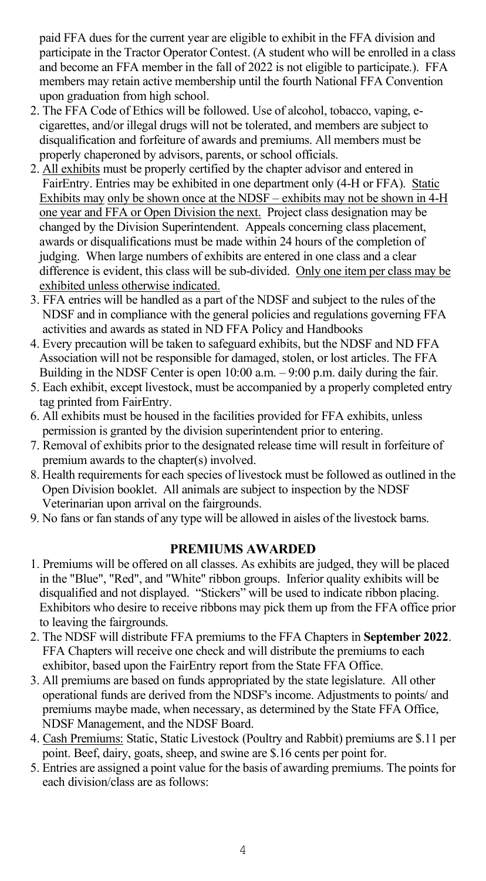paid FFA dues for the current year are eligible to exhibit in the FFA division and participate in the Tractor Operator Contest. (A student who will be enrolled in a class and become an FFA member in the fall of 2022 is not eligible to participate.). FFA members may retain active membership until the fourth National FFA Convention upon graduation from high school.

2. The FFA Code of Ethics will be followed. Use of alcohol, tobacco, vaping, e-cigarettes, and/or illegal drugs will not be tolerated, and members are subject to disqualification and forfeiture of awards and premiums. All members must be properly chaperoned by advisors, parents, or school officials.
2. All exhibits must be properly certified by the chapter advisor and entered in FairEntry. Entries may be exhibited in one department only (4-H or FFA). Static Exhibits may only be shown once at the NDSF – exhibits may not be shown in 4-H one year and FFA or Open Division the next. Project class designation may be changed by the Division Superintendent. Appeals concerning class placement, awards or disqualifications must be made within 24 hours of the completion of judging. When large numbers of exhibits are entered in one class and a clear difference is evident, this class will be sub-divided. Only one item per class may be exhibited unless otherwise indicated.
3. FFA entries will be handled as a part of the NDSF and subject to the rules of the NDSF and in compliance with the general policies and regulations governing FFA activities and awards as stated in ND FFA Policy and Handbooks
4. Every precaution will be taken to safeguard exhibits, but the NDSF and ND FFA Association will not be responsible for damaged, stolen, or lost articles. The FFA Building in the NDSF Center is open 10:00 a.m. – 9:00 p.m. daily during the fair.
5. Each exhibit, except livestock, must be accompanied by a properly completed entry tag printed from FairEntry.
6. All exhibits must be housed in the facilities provided for FFA exhibits, unless permission is granted by the division superintendent prior to entering.
7. Removal of exhibits prior to the designated release time will result in forfeiture of premium awards to the chapter(s) involved.
8. Health requirements for each species of livestock must be followed as outlined in the Open Division booklet. All animals are subject to inspection by the NDSF Veterinarian upon arrival on the fairgrounds.
9. No fans or fan stands of any type will be allowed in aisles of the livestock barns.

## PREMIUMS AWARDED

1. Premiums will be offered on all classes. As exhibits are judged, they will be placed in the "Blue", "Red", and "White" ribbon groups. Inferior quality exhibits will be disqualified and not displayed. "Stickers" will be used to indicate ribbon placing. Exhibitors who desire to receive ribbons may pick them up from the FFA office prior to leaving the fairgrounds.
2. The NDSF will distribute FFA premiums to the FFA Chapters in **September 2022**. FFA Chapters will receive one check and will distribute the premiums to each exhibitor, based upon the FairEntry report from the State FFA Office.
3. All premiums are based on funds appropriated by the state legislature. All other operational funds are derived from the NDSF's income. Adjustments to points/ and premiums maybe made, when necessary, as determined by the State FFA Office, NDSF Management, and the NDSF Board.
4. Cash Premiums: Static, Static Livestock (Poultry and Rabbit) premiums are $.11 per point. Beef, dairy, goats, sheep, and swine are $.16 cents per point for.
5. Entries are assigned a point value for the basis of awarding premiums. The points for each division/class are as follows: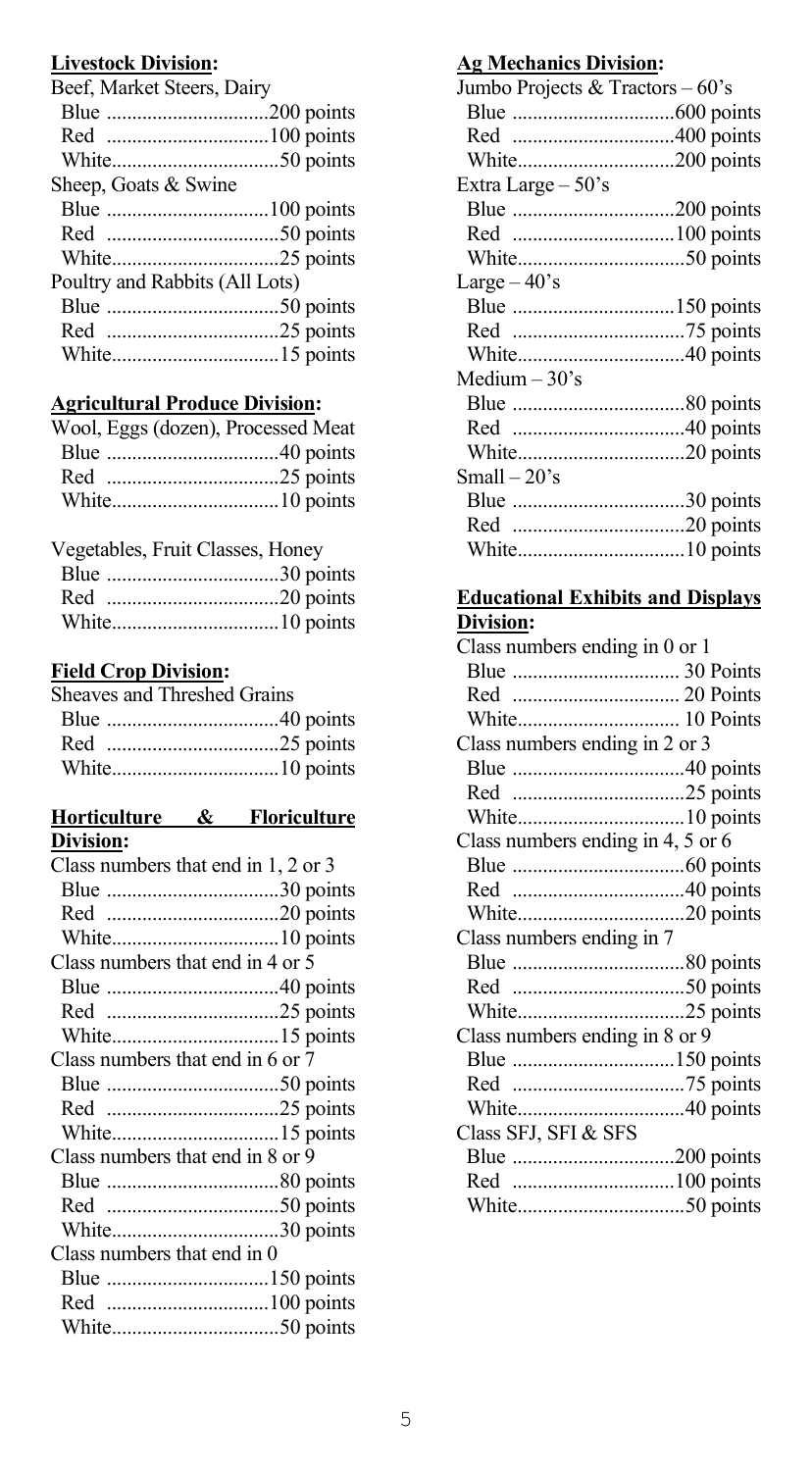**Livestock Division:**

Beef, Market Steers, Dairy
- Blue ................................200 points
- Red ................................100 points
- White................................50 points

Sheep, Goats & Swine
- Blue ................................100 points
- Red ................................50 points
- White................................25 points

Poultry and Rabbits (All Lots)
- Blue ................................50 points
- Red ................................25 points
- White................................15 points

**Agricultural Produce Division:**

Wool, Eggs (dozen), Processed Meat
- Blue ................................40 points
- Red ................................25 points
- White................................10 points

Vegetables, Fruit Classes, Honey
- Blue ................................30 points
- Red ................................20 points
- White................................10 points

**Field Crop Division:**

Sheaves and Threshed Grains
- Blue ................................40 points
- Red ................................25 points
- White................................10 points

**Horticulture & Floriculture Division:**

Class numbers that end in 1, 2 or 3
- Blue ................................30 points
- Red ................................20 points
- White................................10 points

Class numbers that end in 4 or 5
- Blue ................................40 points
- Red ................................25 points
- White................................15 points

Class numbers that end in 6 or 7
- Blue ................................50 points
- Red ................................25 points
- White................................15 points

Class numbers that end in 8 or 9
- Blue ................................80 points
- Red ................................50 points
- White................................30 points

Class numbers that end in 0
- Blue ................................150 points
- Red ................................100 points
- White................................50 points

**Ag Mechanics Division:**

Jumbo Projects & Tractors – 60's
- Blue ................................600 points
- Red ................................400 points
- White................................200 points

Extra Large – 50's
- Blue ................................200 points
- Red ................................100 points
- White................................50 points

Large – 40's
- Blue ................................150 points
- Red ................................75 points
- White................................40 points

Medium – 30's
- Blue ................................80 points
- Red ................................40 points
- White................................20 points

Small – 20's
- Blue ................................30 points
- Red ................................20 points
- White................................10 points

**Educational Exhibits and Displays Division:**

Class numbers ending in 0 or 1
- Blue ................................ 30 Points
- Red ................................ 20 Points
- White................................ 10 Points

Class numbers ending in 2 or 3
- Blue ................................40 points
- Red ................................25 points
- White................................10 points

Class numbers ending in 4, 5 or 6
- Blue ................................60 points
- Red ................................40 points
- White................................20 points

Class numbers ending in 7
- Blue ................................80 points
- Red ................................50 points
- White................................25 points

Class numbers ending in 8 or 9
- Blue ................................150 points
- Red ................................75 points
- White................................40 points

Class SFJ, SFI & SFS
- Blue ................................200 points
- Red ................................100 points
- White................................50 points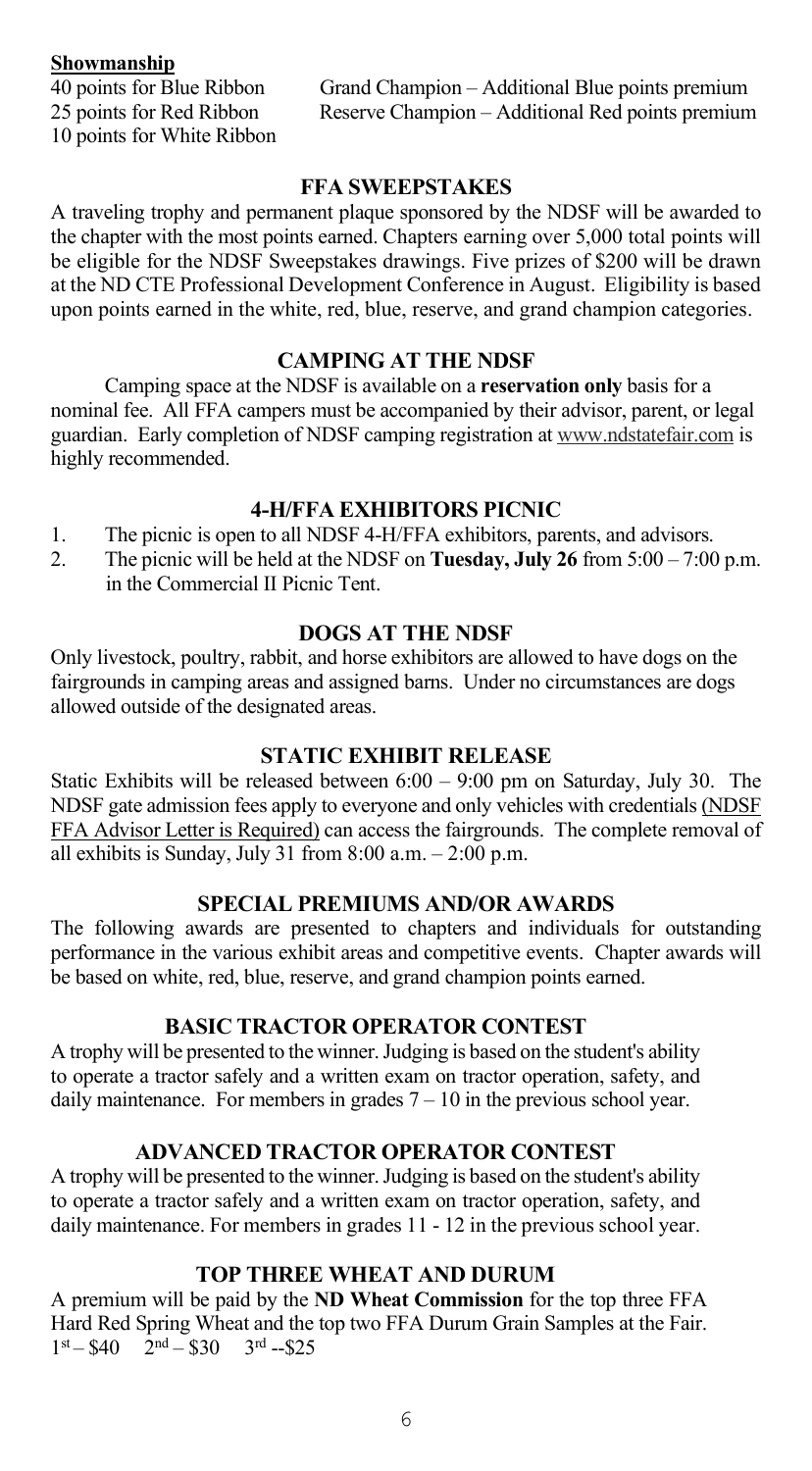**Showmanship**

40 points for Blue Ribbon
25 points for Red Ribbon
10 points for White Ribbon

Grand Champion – Additional Blue points premium
Reserve Champion – Additional Red points premium

## FFA SWEEPSTAKES

A traveling trophy and permanent plaque sponsored by the NDSF will be awarded to the chapter with the most points earned. Chapters earning over 5,000 total points will be eligible for the NDSF Sweepstakes drawings. Five prizes of $200 will be drawn at the ND CTE Professional Development Conference in August. Eligibility is based upon points earned in the white, red, blue, reserve, and grand champion categories.

## CAMPING AT THE NDSF

Camping space at the NDSF is available on a **reservation only** basis for a nominal fee. All FFA campers must be accompanied by their advisor, parent, or legal guardian. Early completion of NDSF camping registration at www.ndstatefair.com is highly recommended.

## 4-H/FFA EXHIBITORS PICNIC

1. The picnic is open to all NDSF 4-H/FFA exhibitors, parents, and advisors.
2. The picnic will be held at the NDSF on **Tuesday, July 26** from 5:00 – 7:00 p.m. in the Commercial II Picnic Tent.

## DOGS AT THE NDSF

Only livestock, poultry, rabbit, and horse exhibitors are allowed to have dogs on the fairgrounds in camping areas and assigned barns. Under no circumstances are dogs allowed outside of the designated areas.

## STATIC EXHIBIT RELEASE

Static Exhibits will be released between 6:00 – 9:00 pm on Saturday, July 30. The NDSF gate admission fees apply to everyone and only vehicles with credentials (NDSF FFA Advisor Letter is Required) can access the fairgrounds. The complete removal of all exhibits is Sunday, July 31 from 8:00 a.m. – 2:00 p.m.

## SPECIAL PREMIUMS AND/OR AWARDS

The following awards are presented to chapters and individuals for outstanding performance in the various exhibit areas and competitive events. Chapter awards will be based on white, red, blue, reserve, and grand champion points earned.

## BASIC TRACTOR OPERATOR CONTEST

A trophy will be presented to the winner. Judging is based on the student's ability to operate a tractor safely and a written exam on tractor operation, safety, and daily maintenance. For members in grades 7 – 10 in the previous school year.

## ADVANCED TRACTOR OPERATOR CONTEST

A trophy will be presented to the winner. Judging is based on the student's ability to operate a tractor safely and a written exam on tractor operation, safety, and daily maintenance. For members in grades 11 - 12 in the previous school year.

## TOP THREE WHEAT AND DURUM

A premium will be paid by the **ND Wheat Commission** for the top three FFA Hard Red Spring Wheat and the top two FFA Durum Grain Samples at the Fair.
1st – $40 2nd – $30 3rd --$25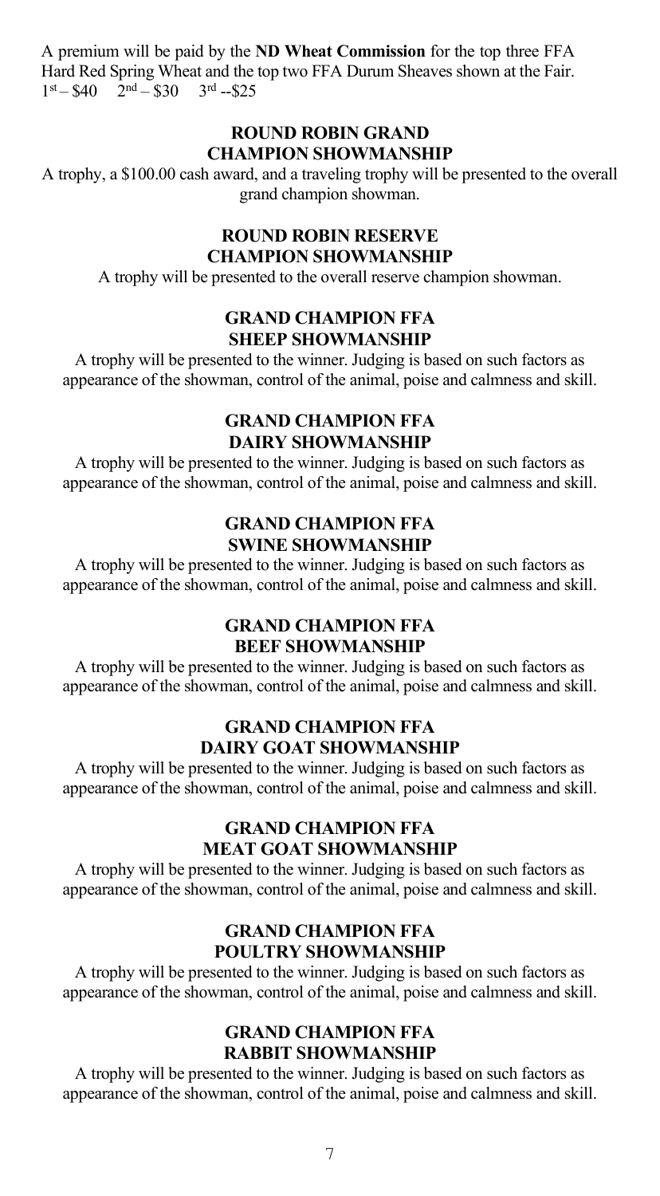A premium will be paid by the **ND Wheat Commission** for the top three FFA Hard Red Spring Wheat and the top two FFA Durum Sheaves shown at the Fair.
1st – $40  2nd – $30  3rd --$25

## ROUND ROBIN GRAND CHAMPION SHOWMANSHIP

A trophy, a $100.00 cash award, and a traveling trophy will be presented to the overall grand champion showman.

## ROUND ROBIN RESERVE CHAMPION SHOWMANSHIP

A trophy will be presented to the overall reserve champion showman.

## GRAND CHAMPION FFA SHEEP SHOWMANSHIP

A trophy will be presented to the winner. Judging is based on such factors as appearance of the showman, control of the animal, poise and calmness and skill.

## GRAND CHAMPION FFA DAIRY SHOWMANSHIP

A trophy will be presented to the winner. Judging is based on such factors as appearance of the showman, control of the animal, poise and calmness and skill.

## GRAND CHAMPION FFA SWINE SHOWMANSHIP

A trophy will be presented to the winner. Judging is based on such factors as appearance of the showman, control of the animal, poise and calmness and skill.

## GRAND CHAMPION FFA BEEF SHOWMANSHIP

A trophy will be presented to the winner. Judging is based on such factors as appearance of the showman, control of the animal, poise and calmness and skill.

## GRAND CHAMPION FFA DAIRY GOAT SHOWMANSHIP

A trophy will be presented to the winner. Judging is based on such factors as appearance of the showman, control of the animal, poise and calmness and skill.

## GRAND CHAMPION FFA MEAT GOAT SHOWMANSHIP

A trophy will be presented to the winner. Judging is based on such factors as appearance of the showman, control of the animal, poise and calmness and skill.

## GRAND CHAMPION FFA POULTRY SHOWMANSHIP

A trophy will be presented to the winner. Judging is based on such factors as appearance of the showman, control of the animal, poise and calmness and skill.

## GRAND CHAMPION FFA RABBIT SHOWMANSHIP

A trophy will be presented to the winner. Judging is based on such factors as appearance of the showman, control of the animal, poise and calmness and skill.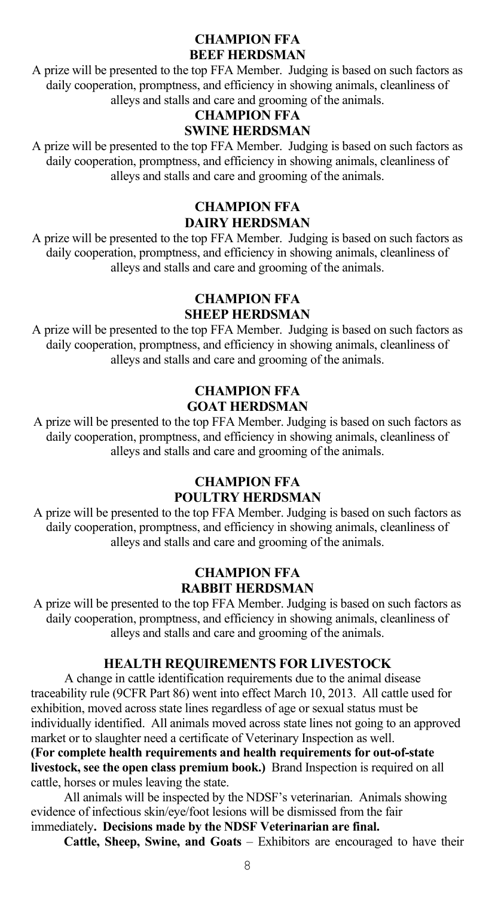## CHAMPION FFA BEEF HERDSMAN

A prize will be presented to the top FFA Member. Judging is based on such factors as daily cooperation, promptness, and efficiency in showing animals, cleanliness of alleys and stalls and care and grooming of the animals.

## CHAMPION FFA SWINE HERDSMAN

A prize will be presented to the top FFA Member. Judging is based on such factors as daily cooperation, promptness, and efficiency in showing animals, cleanliness of alleys and stalls and care and grooming of the animals.

## CHAMPION FFA DAIRY HERDSMAN

A prize will be presented to the top FFA Member. Judging is based on such factors as daily cooperation, promptness, and efficiency in showing animals, cleanliness of alleys and stalls and care and grooming of the animals.

## CHAMPION FFA SHEEP HERDSMAN

A prize will be presented to the top FFA Member. Judging is based on such factors as daily cooperation, promptness, and efficiency in showing animals, cleanliness of alleys and stalls and care and grooming of the animals.

## CHAMPION FFA GOAT HERDSMAN

A prize will be presented to the top FFA Member. Judging is based on such factors as daily cooperation, promptness, and efficiency in showing animals, cleanliness of alleys and stalls and care and grooming of the animals.

## CHAMPION FFA POULTRY HERDSMAN

A prize will be presented to the top FFA Member. Judging is based on such factors as daily cooperation, promptness, and efficiency in showing animals, cleanliness of alleys and stalls and care and grooming of the animals.

## CHAMPION FFA RABBIT HERDSMAN

A prize will be presented to the top FFA Member. Judging is based on such factors as daily cooperation, promptness, and efficiency in showing animals, cleanliness of alleys and stalls and care and grooming of the animals.

## HEALTH REQUIREMENTS FOR LIVESTOCK

A change in cattle identification requirements due to the animal disease traceability rule (9CFR Part 86) went into effect March 10, 2013. All cattle used for exhibition, moved across state lines regardless of age or sexual status must be individually identified. All animals moved across state lines not going to an approved market or to slaughter need a certificate of Veterinary Inspection as well. **(For complete health requirements and health requirements for out-of-state livestock, see the open class premium book.)** Brand Inspection is required on all cattle, horses or mules leaving the state.

All animals will be inspected by the NDSF's veterinarian. Animals showing evidence of infectious skin/eye/foot lesions will be dismissed from the fair immediately**. Decisions made by the NDSF Veterinarian are final.**

**Cattle, Sheep, Swine, and Goats** – Exhibitors are encouraged to have their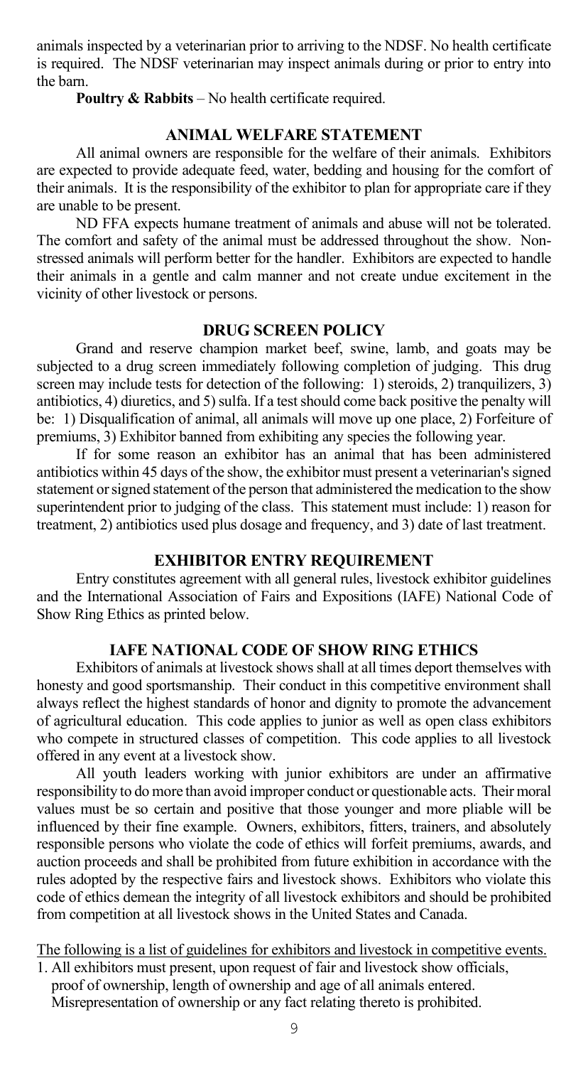animals inspected by a veterinarian prior to arriving to the NDSF. No health certificate is required. The NDSF veterinarian may inspect animals during or prior to entry into the barn.

**Poultry & Rabbits** – No health certificate required.

## ANIMAL WELFARE STATEMENT

All animal owners are responsible for the welfare of their animals. Exhibitors are expected to provide adequate feed, water, bedding and housing for the comfort of their animals. It is the responsibility of the exhibitor to plan for appropriate care if they are unable to be present.

ND FFA expects humane treatment of animals and abuse will not be tolerated. The comfort and safety of the animal must be addressed throughout the show. Non-stressed animals will perform better for the handler. Exhibitors are expected to handle their animals in a gentle and calm manner and not create undue excitement in the vicinity of other livestock or persons.

## DRUG SCREEN POLICY

Grand and reserve champion market beef, swine, lamb, and goats may be subjected to a drug screen immediately following completion of judging. This drug screen may include tests for detection of the following: 1) steroids, 2) tranquilizers, 3) antibiotics, 4) diuretics, and 5) sulfa. If a test should come back positive the penalty will be: 1) Disqualification of animal, all animals will move up one place, 2) Forfeiture of premiums, 3) Exhibitor banned from exhibiting any species the following year.

If for some reason an exhibitor has an animal that has been administered antibiotics within 45 days of the show, the exhibitor must present a veterinarian's signed statement or signed statement of the person that administered the medication to the show superintendent prior to judging of the class. This statement must include: 1) reason for treatment, 2) antibiotics used plus dosage and frequency, and 3) date of last treatment.

## EXHIBITOR ENTRY REQUIREMENT

Entry constitutes agreement with all general rules, livestock exhibitor guidelines and the International Association of Fairs and Expositions (IAFE) National Code of Show Ring Ethics as printed below.

## IAFE NATIONAL CODE OF SHOW RING ETHICS

Exhibitors of animals at livestock shows shall at all times deport themselves with honesty and good sportsmanship. Their conduct in this competitive environment shall always reflect the highest standards of honor and dignity to promote the advancement of agricultural education. This code applies to junior as well as open class exhibitors who compete in structured classes of competition. This code applies to all livestock offered in any event at a livestock show.

All youth leaders working with junior exhibitors are under an affirmative responsibility to do more than avoid improper conduct or questionable acts. Their moral values must be so certain and positive that those younger and more pliable will be influenced by their fine example. Owners, exhibitors, fitters, trainers, and absolutely responsible persons who violate the code of ethics will forfeit premiums, awards, and auction proceeds and shall be prohibited from future exhibition in accordance with the rules adopted by the respective fairs and livestock shows. Exhibitors who violate this code of ethics demean the integrity of all livestock exhibitors and should be prohibited from competition at all livestock shows in the United States and Canada.

The following is a list of guidelines for exhibitors and livestock in competitive events.

1. All exhibitors must present, upon request of fair and livestock show officials, proof of ownership, length of ownership and age of all animals entered. Misrepresentation of ownership or any fact relating thereto is prohibited.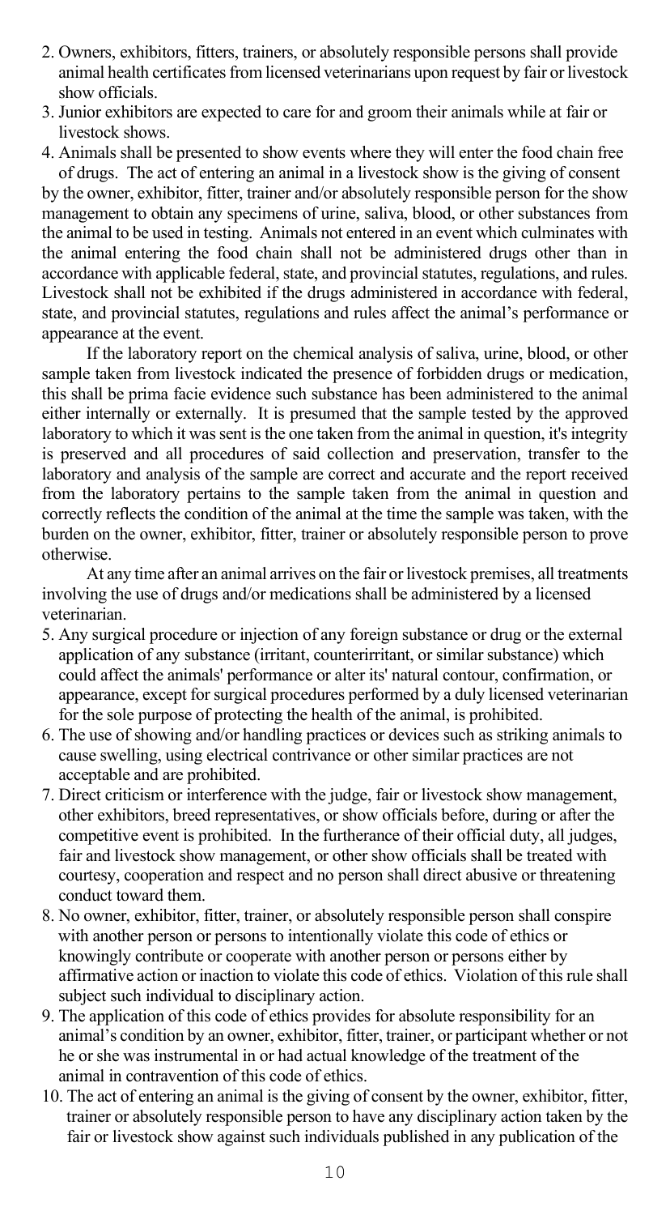2. Owners, exhibitors, fitters, trainers, or absolutely responsible persons shall provide animal health certificates from licensed veterinarians upon request by fair or livestock show officials.
3. Junior exhibitors are expected to care for and groom their animals while at fair or livestock shows.
4. Animals shall be presented to show events where they will enter the food chain free of drugs. The act of entering an animal in a livestock show is the giving of consent by the owner, exhibitor, fitter, trainer and/or absolutely responsible person for the show management to obtain any specimens of urine, saliva, blood, or other substances from the animal to be used in testing. Animals not entered in an event which culminates with the animal entering the food chain shall not be administered drugs other than in accordance with applicable federal, state, and provincial statutes, regulations, and rules. Livestock shall not be exhibited if the drugs administered in accordance with federal, state, and provincial statutes, regulations and rules affect the animal's performance or appearance at the event.

   If the laboratory report on the chemical analysis of saliva, urine, blood, or other sample taken from livestock indicated the presence of forbidden drugs or medication, this shall be prima facie evidence such substance has been administered to the animal either internally or externally. It is presumed that the sample tested by the approved laboratory to which it was sent is the one taken from the animal in question, it's integrity is preserved and all procedures of said collection and preservation, transfer to the laboratory and analysis of the sample are correct and accurate and the report received from the laboratory pertains to the sample taken from the animal in question and correctly reflects the condition of the animal at the time the sample was taken, with the burden on the owner, exhibitor, fitter, trainer or absolutely responsible person to prove otherwise.

   At any time after an animal arrives on the fair or livestock premises, all treatments involving the use of drugs and/or medications shall be administered by a licensed veterinarian.
5. Any surgical procedure or injection of any foreign substance or drug or the external application of any substance (irritant, counterirritant, or similar substance) which could affect the animals' performance or alter its' natural contour, confirmation, or appearance, except for surgical procedures performed by a duly licensed veterinarian for the sole purpose of protecting the health of the animal, is prohibited.
6. The use of showing and/or handling practices or devices such as striking animals to cause swelling, using electrical contrivance or other similar practices are not acceptable and are prohibited.
7. Direct criticism or interference with the judge, fair or livestock show management, other exhibitors, breed representatives, or show officials before, during or after the competitive event is prohibited. In the furtherance of their official duty, all judges, fair and livestock show management, or other show officials shall be treated with courtesy, cooperation and respect and no person shall direct abusive or threatening conduct toward them.
8. No owner, exhibitor, fitter, trainer, or absolutely responsible person shall conspire with another person or persons to intentionally violate this code of ethics or knowingly contribute or cooperate with another person or persons either by affirmative action or inaction to violate this code of ethics. Violation of this rule shall subject such individual to disciplinary action.
9. The application of this code of ethics provides for absolute responsibility for an animal's condition by an owner, exhibitor, fitter, trainer, or participant whether or not he or she was instrumental in or had actual knowledge of the treatment of the animal in contravention of this code of ethics.
10. The act of entering an animal is the giving of consent by the owner, exhibitor, fitter, trainer or absolutely responsible person to have any disciplinary action taken by the fair or livestock show against such individuals published in any publication of the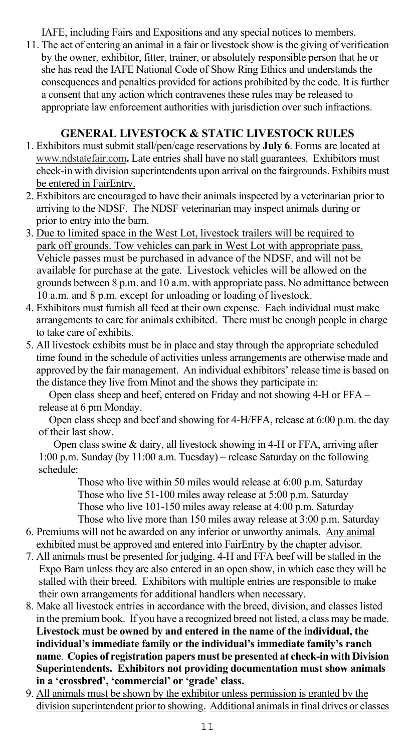IAFE, including Fairs and Expositions and any special notices to members.

11. The act of entering an animal in a fair or livestock show is the giving of verification by the owner, exhibitor, fitter, trainer, or absolutely responsible person that he or she has read the IAFE National Code of Show Ring Ethics and understands the consequences and penalties provided for actions prohibited by the code. It is further a consent that any action which contravenes these rules may be released to appropriate law enforcement authorities with jurisdiction over such infractions.

## GENERAL LIVESTOCK & STATIC LIVESTOCK RULES

1. Exhibitors must submit stall/pen/cage reservations by **July 6**. Forms are located at www.ndstatefair.com**.** Late entries shall have no stall guarantees. Exhibitors must check-in with division superintendents upon arrival on the fairgrounds. Exhibits must be entered in FairEntry.
2. Exhibitors are encouraged to have their animals inspected by a veterinarian prior to arriving to the NDSF. The NDSF veterinarian may inspect animals during or prior to entry into the barn.
3. Due to limited space in the West Lot, livestock trailers will be required to park off grounds. Tow vehicles can park in West Lot with appropriate pass. Vehicle passes must be purchased in advance of the NDSF, and will not be available for purchase at the gate. Livestock vehicles will be allowed on the grounds between 8 p.m. and 10 a.m. with appropriate pass. No admittance between 10 a.m. and 8 p.m. except for unloading or loading of livestock.
4. Exhibitors must furnish all feed at their own expense. Each individual must make arrangements to care for animals exhibited. There must be enough people in charge to take care of exhibits.
5. All livestock exhibits must be in place and stay through the appropriate scheduled time found in the schedule of activities unless arrangements are otherwise made and approved by the fair management. An individual exhibitors' release time is based on the distance they live from Minot and the shows they participate in:

   Open class sheep and beef, entered on Friday and not showing 4-H or FFA – release at 6 pm Monday.

   Open class sheep and beef and showing for 4-H/FFA, release at 6:00 p.m. the day of their last show.

   Open class swine & dairy, all livestock showing in 4-H or FFA, arriving after 1:00 p.m. Sunday (by 11:00 a.m. Tuesday) – release Saturday on the following schedule:

   - Those who live within 50 miles would release at 6:00 p.m. Saturday
   - Those who live 51-100 miles away release at 5:00 p.m. Saturday
   - Those who live 101-150 miles away release at 4:00 p.m. Saturday
   - Those who live more than 150 miles away release at 3:00 p.m. Saturday
6. Premiums will not be awarded on any inferior or unworthy animals. Any animal exhibited must be approved and entered into FairEntry by the chapter advisor.
7. All animals must be presented for judging. 4-H and FFA beef will be stalled in the Expo Barn unless they are also entered in an open show, in which case they will be stalled with their breed. Exhibitors with multiple entries are responsible to make their own arrangements for additional handlers when necessary.
8. Make all livestock entries in accordance with the breed, division, and classes listed in the premium book. If you have a recognized breed not listed, a class may be made. **Livestock must be owned by and entered in the name of the individual, the individual's immediate family or the individual's immediate family's ranch name**. **Copies of registration papers must be presented at check-in with Division Superintendents. Exhibitors not providing documentation must show animals in a 'crossbred', 'commercial' or 'grade' class.**
9. All animals must be shown by the exhibitor unless permission is granted by the division superintendent prior to showing. Additional animals in final drives or classes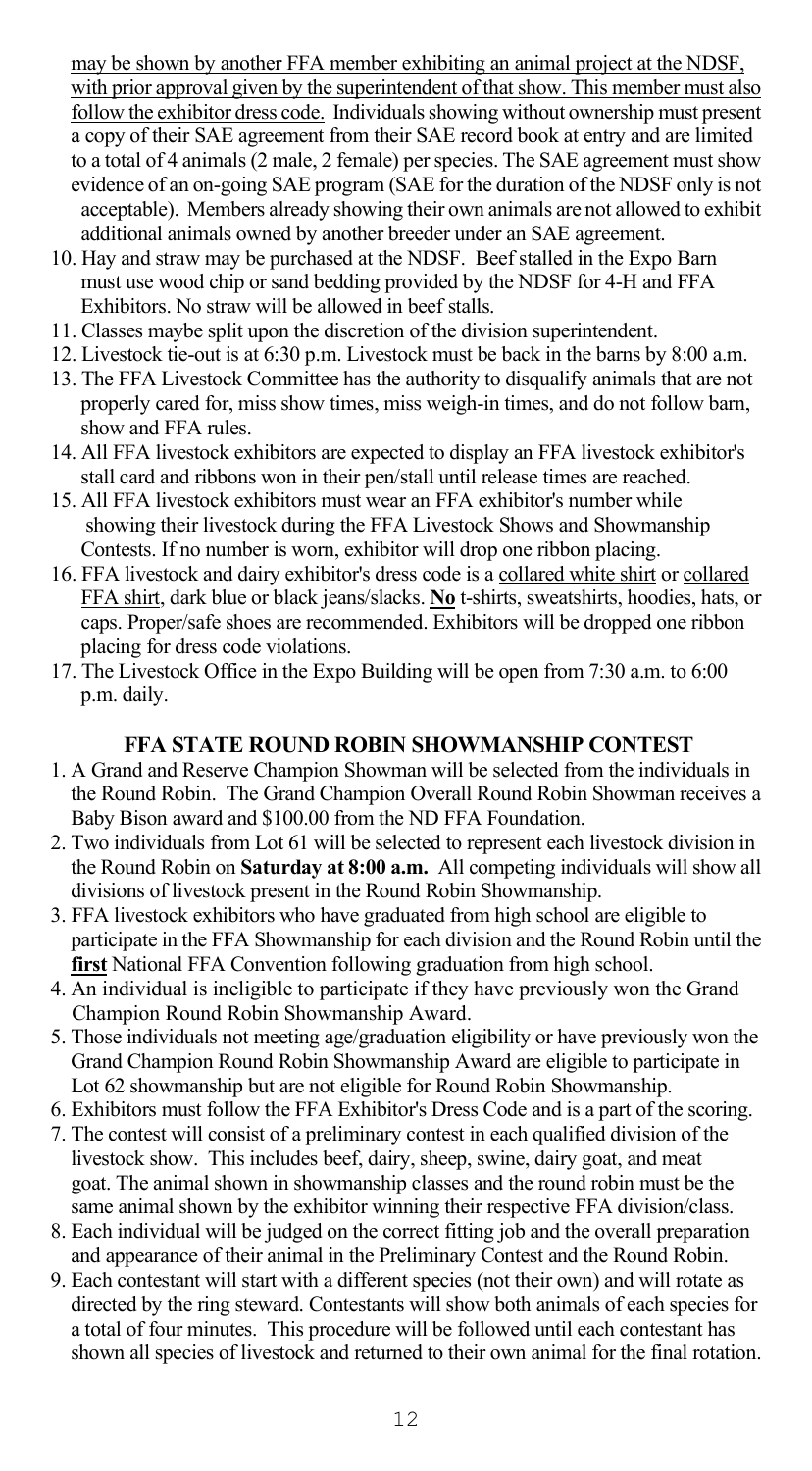may be shown by another FFA member exhibiting an animal project at the NDSF, with prior approval given by the superintendent of that show. This member must also follow the exhibitor dress code. Individuals showing without ownership must present a copy of their SAE agreement from their SAE record book at entry and are limited to a total of 4 animals (2 male, 2 female) per species. The SAE agreement must show evidence of an on-going SAE program (SAE for the duration of the NDSF only is not acceptable). Members already showing their own animals are not allowed to exhibit additional animals owned by another breeder under an SAE agreement.

10. Hay and straw may be purchased at the NDSF. Beef stalled in the Expo Barn must use wood chip or sand bedding provided by the NDSF for 4-H and FFA Exhibitors. No straw will be allowed in beef stalls.
11. Classes maybe split upon the discretion of the division superintendent.
12. Livestock tie-out is at 6:30 p.m. Livestock must be back in the barns by 8:00 a.m.
13. The FFA Livestock Committee has the authority to disqualify animals that are not properly cared for, miss show times, miss weigh-in times, and do not follow barn, show and FFA rules.
14. All FFA livestock exhibitors are expected to display an FFA livestock exhibitor's stall card and ribbons won in their pen/stall until release times are reached.
15. All FFA livestock exhibitors must wear an FFA exhibitor's number while showing their livestock during the FFA Livestock Shows and Showmanship Contests. If no number is worn, exhibitor will drop one ribbon placing.
16. FFA livestock and dairy exhibitor's dress code is a collared white shirt or collared FFA shirt, dark blue or black jeans/slacks. **No** t-shirts, sweatshirts, hoodies, hats, or caps. Proper/safe shoes are recommended. Exhibitors will be dropped one ribbon placing for dress code violations.
17. The Livestock Office in the Expo Building will be open from 7:30 a.m. to 6:00 p.m. daily.

## FFA STATE ROUND ROBIN SHOWMANSHIP CONTEST

1. A Grand and Reserve Champion Showman will be selected from the individuals in the Round Robin. The Grand Champion Overall Round Robin Showman receives a Baby Bison award and $100.00 from the ND FFA Foundation.
2. Two individuals from Lot 61 will be selected to represent each livestock division in the Round Robin on **Saturday at 8:00 a.m.** All competing individuals will show all divisions of livestock present in the Round Robin Showmanship.
3. FFA livestock exhibitors who have graduated from high school are eligible to participate in the FFA Showmanship for each division and the Round Robin until the **first** National FFA Convention following graduation from high school.
4. An individual is ineligible to participate if they have previously won the Grand Champion Round Robin Showmanship Award.
5. Those individuals not meeting age/graduation eligibility or have previously won the Grand Champion Round Robin Showmanship Award are eligible to participate in Lot 62 showmanship but are not eligible for Round Robin Showmanship.
6. Exhibitors must follow the FFA Exhibitor's Dress Code and is a part of the scoring.
7. The contest will consist of a preliminary contest in each qualified division of the livestock show. This includes beef, dairy, sheep, swine, dairy goat, and meat goat. The animal shown in showmanship classes and the round robin must be the same animal shown by the exhibitor winning their respective FFA division/class.
8. Each individual will be judged on the correct fitting job and the overall preparation and appearance of their animal in the Preliminary Contest and the Round Robin.
9. Each contestant will start with a different species (not their own) and will rotate as directed by the ring steward. Contestants will show both animals of each species for a total of four minutes. This procedure will be followed until each contestant has shown all species of livestock and returned to their own animal for the final rotation.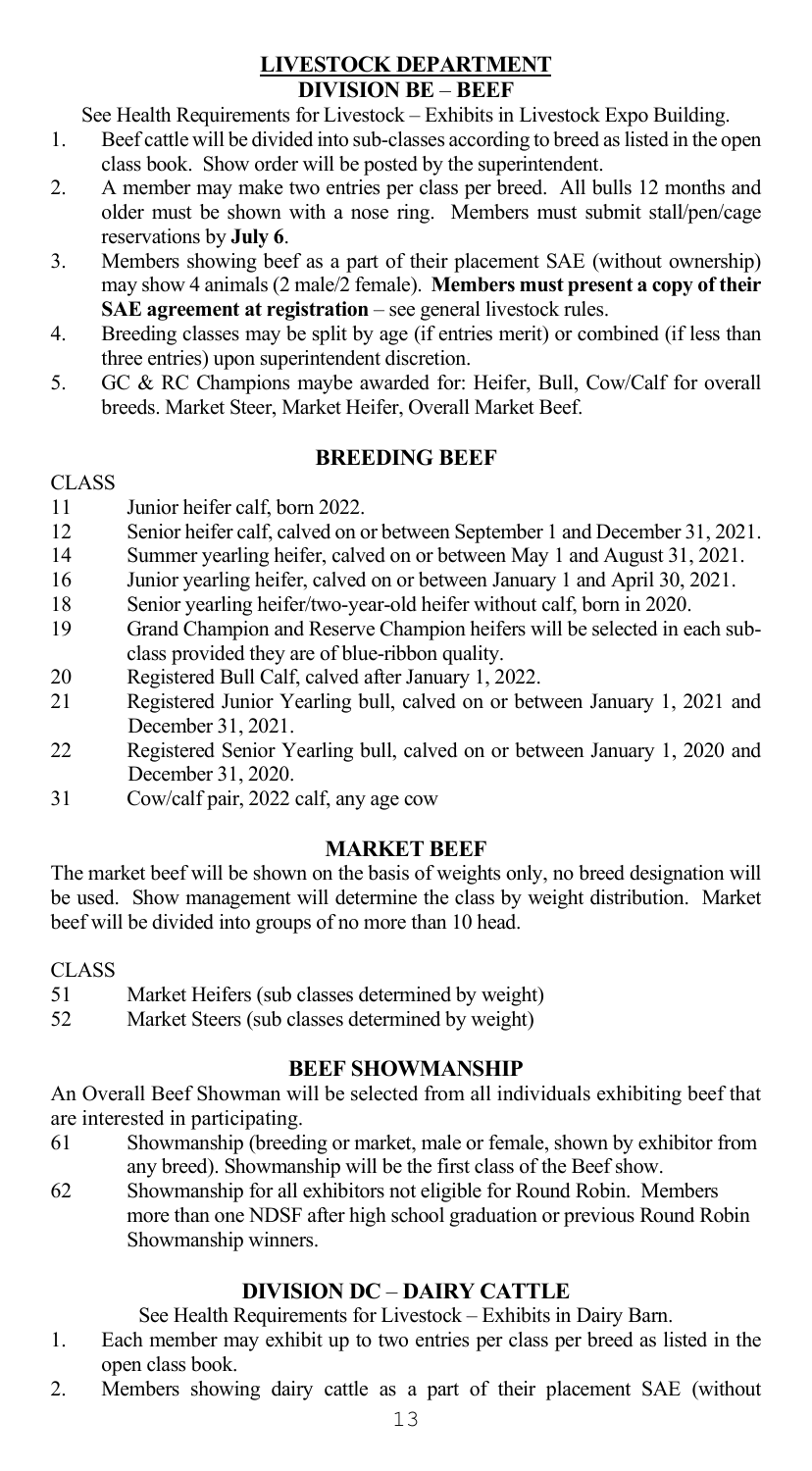## LIVESTOCK DEPARTMENT

### DIVISION BE – BEEF

See Health Requirements for Livestock – Exhibits in Livestock Expo Building.

1. Beef cattle will be divided into sub-classes according to breed as listed in the open class book. Show order will be posted by the superintendent.
2. A member may make two entries per class per breed. All bulls 12 months and older must be shown with a nose ring. Members must submit stall/pen/cage reservations by **July 6**.
3. Members showing beef as a part of their placement SAE (without ownership) may show 4 animals (2 male/2 female). **Members must present a copy of their SAE agreement at registration** – see general livestock rules.
4. Breeding classes may be split by age (if entries merit) or combined (if less than three entries) upon superintendent discretion.
5. GC & RC Champions maybe awarded for: Heifer, Bull, Cow/Calf for overall breeds. Market Steer, Market Heifer, Overall Market Beef.

#### BREEDING BEEF

CLASS

- 11 Junior heifer calf, born 2022.
- 12 Senior heifer calf, calved on or between September 1 and December 31, 2021.
- 14 Summer yearling heifer, calved on or between May 1 and August 31, 2021.
- 16 Junior yearling heifer, calved on or between January 1 and April 30, 2021.
- 18 Senior yearling heifer/two-year-old heifer without calf, born in 2020.
- 19 Grand Champion and Reserve Champion heifers will be selected in each sub-class provided they are of blue-ribbon quality.
- 20 Registered Bull Calf, calved after January 1, 2022.
- 21 Registered Junior Yearling bull, calved on or between January 1, 2021 and December 31, 2021.
- 22 Registered Senior Yearling bull, calved on or between January 1, 2020 and December 31, 2020.
- 31 Cow/calf pair, 2022 calf, any age cow

#### MARKET BEEF

The market beef will be shown on the basis of weights only, no breed designation will be used. Show management will determine the class by weight distribution. Market beef will be divided into groups of no more than 10 head.

CLASS

- 51 Market Heifers (sub classes determined by weight)
- 52 Market Steers (sub classes determined by weight)

#### BEEF SHOWMANSHIP

An Overall Beef Showman will be selected from all individuals exhibiting beef that are interested in participating.

- 61 Showmanship (breeding or market, male or female, shown by exhibitor from any breed). Showmanship will be the first class of the Beef show.
- 62 Showmanship for all exhibitors not eligible for Round Robin. Members more than one NDSF after high school graduation or previous Round Robin Showmanship winners.

### DIVISION DC – DAIRY CATTLE

See Health Requirements for Livestock – Exhibits in Dairy Barn.

1. Each member may exhibit up to two entries per class per breed as listed in the open class book.
2. Members showing dairy cattle as a part of their placement SAE (without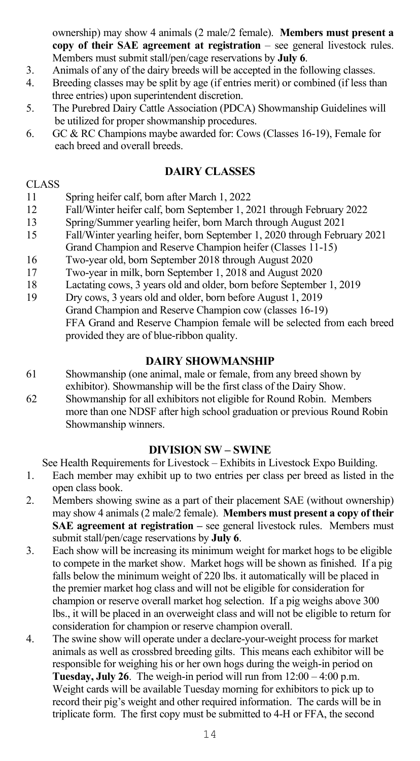ownership) may show 4 animals (2 male/2 female). **Members must present a copy of their SAE agreement at registration** – see general livestock rules. Members must submit stall/pen/cage reservations by **July 6**.

3. Animals of any of the dairy breeds will be accepted in the following classes.
4. Breeding classes may be split by age (if entries merit) or combined (if less than three entries) upon superintendent discretion.
5. The Purebred Dairy Cattle Association (PDCA) Showmanship Guidelines will be utilized for proper showmanship procedures.
6. GC & RC Champions maybe awarded for: Cows (Classes 16-19), Female for each breed and overall breeds.

## DAIRY CLASSES

CLASS

- 11 Spring heifer calf, born after March 1, 2022
- 12 Fall/Winter heifer calf, born September 1, 2021 through February 2022
- 13 Spring/Summer yearling heifer, born March through August 2021
- 15 Fall/Winter yearling heifer, born September 1, 2020 through February 2021
  Grand Champion and Reserve Champion heifer (Classes 11-15)
- 16 Two-year old, born September 2018 through August 2020
- 17 Two-year in milk, born September 1, 2018 and August 2020
- 18 Lactating cows, 3 years old and older, born before September 1, 2019
- 19 Dry cows, 3 years old and older, born before August 1, 2019
  Grand Champion and Reserve Champion cow (classes 16-19)
  FFA Grand and Reserve Champion female will be selected from each breed provided they are of blue-ribbon quality.

## DAIRY SHOWMANSHIP

- 61 Showmanship (one animal, male or female, from any breed shown by exhibitor). Showmanship will be the first class of the Dairy Show.
- 62 Showmanship for all exhibitors not eligible for Round Robin. Members more than one NDSF after high school graduation or previous Round Robin Showmanship winners.

## DIVISION SW – SWINE

See Health Requirements for Livestock – Exhibits in Livestock Expo Building.

1. Each member may exhibit up to two entries per class per breed as listed in the open class book.
2. Members showing swine as a part of their placement SAE (without ownership) may show 4 animals (2 male/2 female). **Members must present a copy of their SAE agreement at registration** – see general livestock rules. Members must submit stall/pen/cage reservations by **July 6**.
3. Each show will be increasing its minimum weight for market hogs to be eligible to compete in the market show. Market hogs will be shown as finished. If a pig falls below the minimum weight of 220 lbs. it automatically will be placed in the premier market hog class and will not be eligible for consideration for champion or reserve overall market hog selection. If a pig weighs above 300 lbs., it will be placed in an overweight class and will not be eligible to return for consideration for champion or reserve champion overall.
4. The swine show will operate under a declare-your-weight process for market animals as well as crossbred breeding gilts. This means each exhibitor will be responsible for weighing his or her own hogs during the weigh-in period on **Tuesday, July 26**. The weigh-in period will run from 12:00 – 4:00 p.m. Weight cards will be available Tuesday morning for exhibitors to pick up to record their pig's weight and other required information. The cards will be in triplicate form. The first copy must be submitted to 4-H or FFA, the second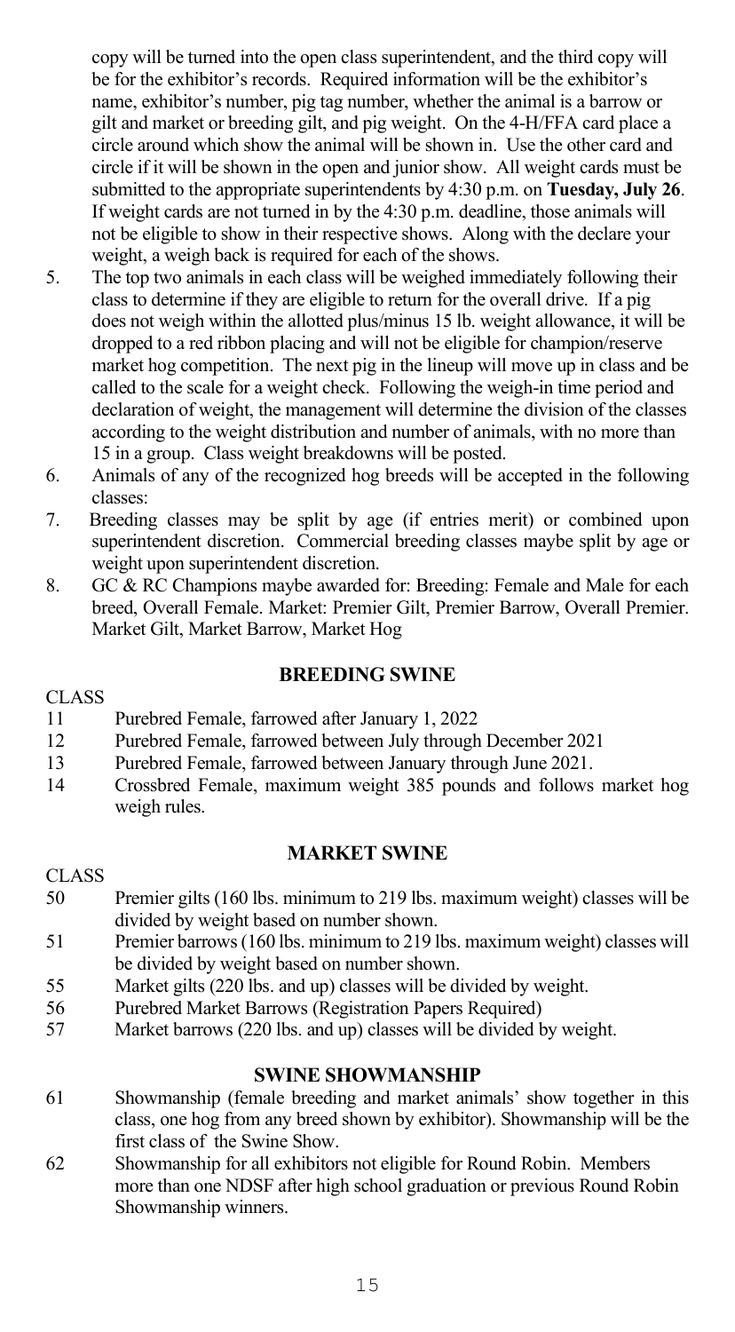copy will be turned into the open class superintendent, and the third copy will be for the exhibitor's records. Required information will be the exhibitor's name, exhibitor's number, pig tag number, whether the animal is a barrow or gilt and market or breeding gilt, and pig weight. On the 4-H/FFA card place a circle around which show the animal will be shown in. Use the other card and circle if it will be shown in the open and junior show. All weight cards must be submitted to the appropriate superintendents by 4:30 p.m. on **Tuesday, July 26**. If weight cards are not turned in by the 4:30 p.m. deadline, those animals will not be eligible to show in their respective shows. Along with the declare your weight, a weigh back is required for each of the shows.

5. The top two animals in each class will be weighed immediately following their class to determine if they are eligible to return for the overall drive. If a pig does not weigh within the allotted plus/minus 15 lb. weight allowance, it will be dropped to a red ribbon placing and will not be eligible for champion/reserve market hog competition. The next pig in the lineup will move up in class and be called to the scale for a weight check. Following the weigh-in time period and declaration of weight, the management will determine the division of the classes according to the weight distribution and number of animals, with no more than 15 in a group. Class weight breakdowns will be posted.
6. Animals of any of the recognized hog breeds will be accepted in the following classes:
7. Breeding classes may be split by age (if entries merit) or combined upon superintendent discretion. Commercial breeding classes maybe split by age or weight upon superintendent discretion.
8. GC & RC Champions maybe awarded for: Breeding: Female and Male for each breed, Overall Female. Market: Premier Gilt, Premier Barrow, Overall Premier. Market Gilt, Market Barrow, Market Hog

## BREEDING SWINE

CLASS

- 11 Purebred Female, farrowed after January 1, 2022
- 12 Purebred Female, farrowed between July through December 2021
- 13 Purebred Female, farrowed between January through June 2021.
- 14 Crossbred Female, maximum weight 385 pounds and follows market hog weigh rules.

## MARKET SWINE

CLASS

- 50 Premier gilts (160 lbs. minimum to 219 lbs. maximum weight) classes will be divided by weight based on number shown.
- 51 Premier barrows (160 lbs. minimum to 219 lbs. maximum weight) classes will be divided by weight based on number shown.
- 55 Market gilts (220 lbs. and up) classes will be divided by weight.
- 56 Purebred Market Barrows (Registration Papers Required)
- 57 Market barrows (220 lbs. and up) classes will be divided by weight.

## SWINE SHOWMANSHIP

- 61 Showmanship (female breeding and market animals' show together in this class, one hog from any breed shown by exhibitor). Showmanship will be the first class of the Swine Show.
- 62 Showmanship for all exhibitors not eligible for Round Robin. Members more than one NDSF after high school graduation or previous Round Robin Showmanship winners.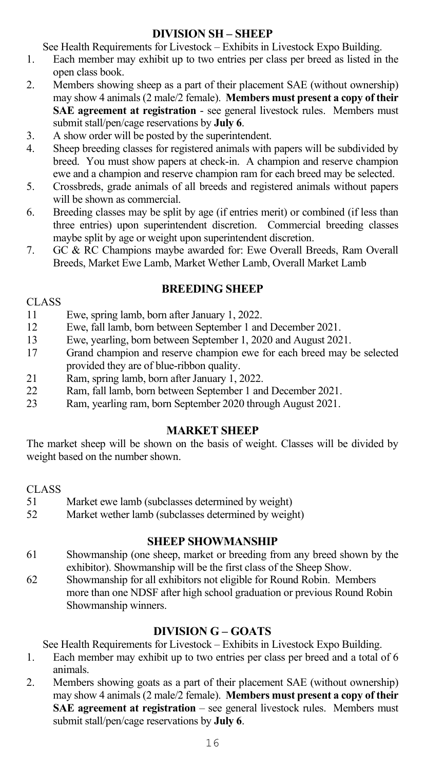## DIVISION SH – SHEEP

See Health Requirements for Livestock – Exhibits in Livestock Expo Building.

1. Each member may exhibit up to two entries per class per breed as listed in the open class book.
2. Members showing sheep as a part of their placement SAE (without ownership) may show 4 animals (2 male/2 female). **Members must present a copy of their SAE agreement at registration** - see general livestock rules. Members must submit stall/pen/cage reservations by **July 6**.
3. A show order will be posted by the superintendent.
4. Sheep breeding classes for registered animals with papers will be subdivided by breed. You must show papers at check-in. A champion and reserve champion ewe and a champion and reserve champion ram for each breed may be selected.
5. Crossbreds, grade animals of all breeds and registered animals without papers will be shown as commercial.
6. Breeding classes may be split by age (if entries merit) or combined (if less than three entries) upon superintendent discretion. Commercial breeding classes maybe split by age or weight upon superintendent discretion.
7. GC & RC Champions maybe awarded for: Ewe Overall Breeds, Ram Overall Breeds, Market Ewe Lamb, Market Wether Lamb, Overall Market Lamb

### BREEDING SHEEP

| CLASS | |
|---|---|
| 11 | Ewe, spring lamb, born after January 1, 2022. |
| 12 | Ewe, fall lamb, born between September 1 and December 2021. |
| 13 | Ewe, yearling, born between September 1, 2020 and August 2021. |
| 17 | Grand champion and reserve champion ewe for each breed may be selected provided they are of blue-ribbon quality. |
| 21 | Ram, spring lamb, born after January 1, 2022. |
| 22 | Ram, fall lamb, born between September 1 and December 2021. |
| 23 | Ram, yearling ram, born September 2020 through August 2021. |

### MARKET SHEEP

The market sheep will be shown on the basis of weight. Classes will be divided by weight based on the number shown.

| CLASS | |
|---|---|
| 51 | Market ewe lamb (subclasses determined by weight) |
| 52 | Market wether lamb (subclasses determined by weight) |

### SHEEP SHOWMANSHIP

| | |
|---|---|
| 61 | Showmanship (one sheep, market or breeding from any breed shown by the exhibitor). Showmanship will be the first class of the Sheep Show. |
| 62 | Showmanship for all exhibitors not eligible for Round Robin. Members more than one NDSF after high school graduation or previous Round Robin Showmanship winners. |

## DIVISION G – GOATS

See Health Requirements for Livestock – Exhibits in Livestock Expo Building.

1. Each member may exhibit up to two entries per class per breed and a total of 6 animals.
2. Members showing goats as a part of their placement SAE (without ownership) may show 4 animals (2 male/2 female). **Members must present a copy of their SAE agreement at registration** – see general livestock rules. Members must submit stall/pen/cage reservations by **July 6**.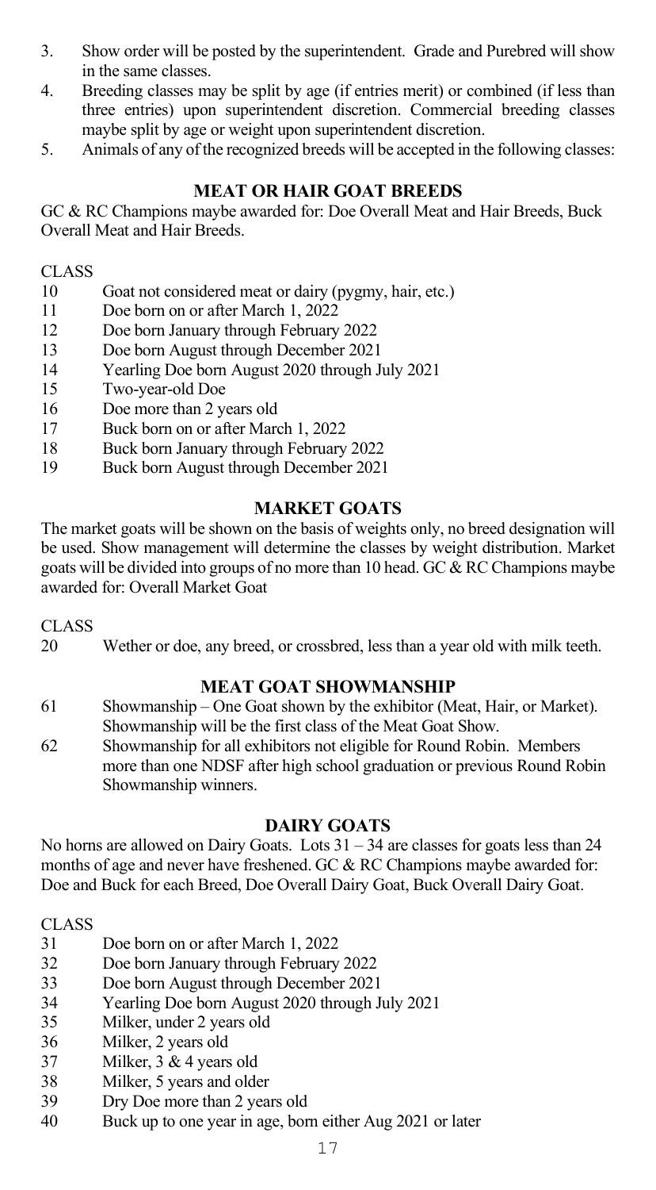3. Show order will be posted by the superintendent. Grade and Purebred will show in the same classes.
4. Breeding classes may be split by age (if entries merit) or combined (if less than three entries) upon superintendent discretion. Commercial breeding classes maybe split by age or weight upon superintendent discretion.
5. Animals of any of the recognized breeds will be accepted in the following classes:

## MEAT OR HAIR GOAT BREEDS

GC & RC Champions maybe awarded for: Doe Overall Meat and Hair Breeds, Buck Overall Meat and Hair Breeds.

CLASS

10 Goat not considered meat or dairy (pygmy, hair, etc.)
11 Doe born on or after March 1, 2022
12 Doe born January through February 2022
13 Doe born August through December 2021
14 Yearling Doe born August 2020 through July 2021
15 Two-year-old Doe
16 Doe more than 2 years old
17 Buck born on or after March 1, 2022
18 Buck born January through February 2022
19 Buck born August through December 2021

## MARKET GOATS

The market goats will be shown on the basis of weights only, no breed designation will be used. Show management will determine the classes by weight distribution. Market goats will be divided into groups of no more than 10 head. GC & RC Champions maybe awarded for: Overall Market Goat

CLASS

20 Wether or doe, any breed, or crossbred, less than a year old with milk teeth.

## MEAT GOAT SHOWMANSHIP

61 Showmanship – One Goat shown by the exhibitor (Meat, Hair, or Market). Showmanship will be the first class of the Meat Goat Show.
62 Showmanship for all exhibitors not eligible for Round Robin. Members more than one NDSF after high school graduation or previous Round Robin Showmanship winners.

## DAIRY GOATS

No horns are allowed on Dairy Goats. Lots 31 – 34 are classes for goats less than 24 months of age and never have freshened. GC & RC Champions maybe awarded for: Doe and Buck for each Breed, Doe Overall Dairy Goat, Buck Overall Dairy Goat.

CLASS

31 Doe born on or after March 1, 2022
32 Doe born January through February 2022
33 Doe born August through December 2021
34 Yearling Doe born August 2020 through July 2021
35 Milker, under 2 years old
36 Milker, 2 years old
37 Milker, 3 & 4 years old
38 Milker, 5 years and older
39 Dry Doe more than 2 years old
40 Buck up to one year in age, born either Aug 2021 or later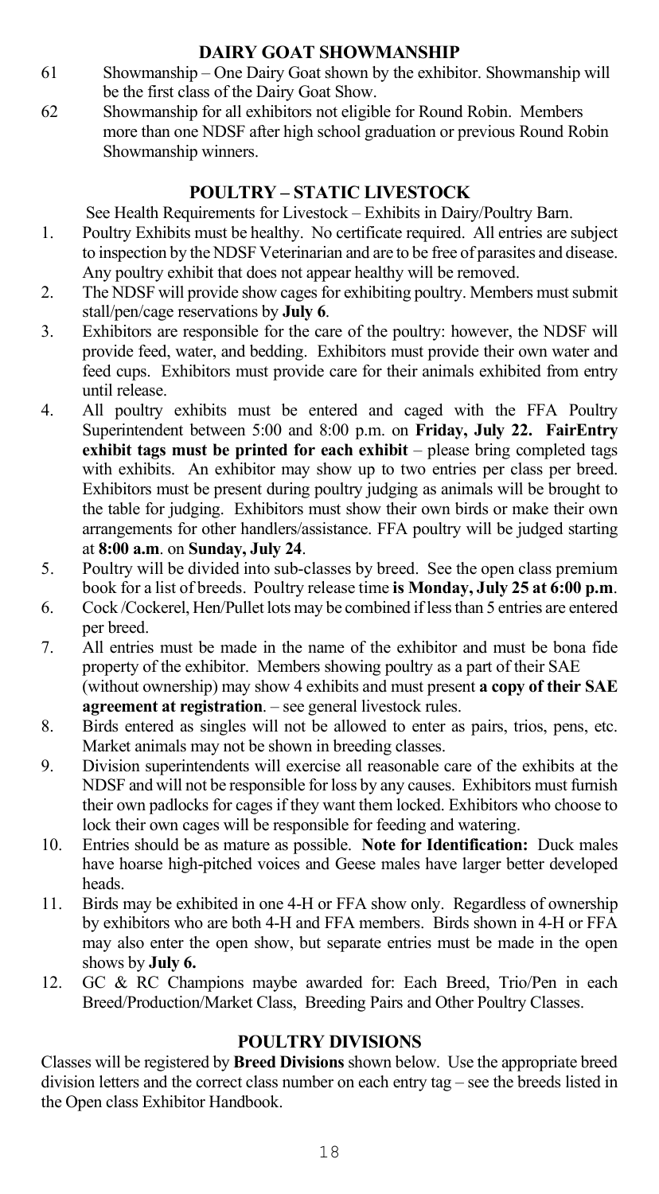## DAIRY GOAT SHOWMANSHIP

61 Showmanship – One Dairy Goat shown by the exhibitor. Showmanship will be the first class of the Dairy Goat Show.

62 Showmanship for all exhibitors not eligible for Round Robin. Members more than one NDSF after high school graduation or previous Round Robin Showmanship winners.

## POULTRY – STATIC LIVESTOCK

See Health Requirements for Livestock – Exhibits in Dairy/Poultry Barn.

1. Poultry Exhibits must be healthy. No certificate required. All entries are subject to inspection by the NDSF Veterinarian and are to be free of parasites and disease. Any poultry exhibit that does not appear healthy will be removed.
2. The NDSF will provide show cages for exhibiting poultry. Members must submit stall/pen/cage reservations by **July 6**.
3. Exhibitors are responsible for the care of the poultry: however, the NDSF will provide feed, water, and bedding. Exhibitors must provide their own water and feed cups. Exhibitors must provide care for their animals exhibited from entry until release.
4. All poultry exhibits must be entered and caged with the FFA Poultry Superintendent between 5:00 and 8:00 p.m. on **Friday, July 22. FairEntry exhibit tags must be printed for each exhibit** – please bring completed tags with exhibits. An exhibitor may show up to two entries per class per breed. Exhibitors must be present during poultry judging as animals will be brought to the table for judging. Exhibitors must show their own birds or make their own arrangements for other handlers/assistance. FFA poultry will be judged starting at **8:00 a.m**. on **Sunday, July 24**.
5. Poultry will be divided into sub-classes by breed. See the open class premium book for a list of breeds. Poultry release time **is Monday, July 25 at 6:00 p.m**.
6. Cock /Cockerel, Hen/Pullet lots may be combined if less than 5 entries are entered per breed.
7. All entries must be made in the name of the exhibitor and must be bona fide property of the exhibitor. Members showing poultry as a part of their SAE (without ownership) may show 4 exhibits and must present **a copy of their SAE agreement at registration**. – see general livestock rules.
8. Birds entered as singles will not be allowed to enter as pairs, trios, pens, etc. Market animals may not be shown in breeding classes.
9. Division superintendents will exercise all reasonable care of the exhibits at the NDSF and will not be responsible for loss by any causes. Exhibitors must furnish their own padlocks for cages if they want them locked. Exhibitors who choose to lock their own cages will be responsible for feeding and watering.
10. Entries should be as mature as possible. **Note for Identification:** Duck males have hoarse high-pitched voices and Geese males have larger better developed heads.
11. Birds may be exhibited in one 4-H or FFA show only. Regardless of ownership by exhibitors who are both 4-H and FFA members. Birds shown in 4-H or FFA may also enter the open show, but separate entries must be made in the open shows by **July 6.**
12. GC & RC Champions maybe awarded for: Each Breed, Trio/Pen in each Breed/Production/Market Class, Breeding Pairs and Other Poultry Classes.

## POULTRY DIVISIONS

Classes will be registered by **Breed Divisions** shown below. Use the appropriate breed division letters and the correct class number on each entry tag – see the breeds listed in the Open class Exhibitor Handbook.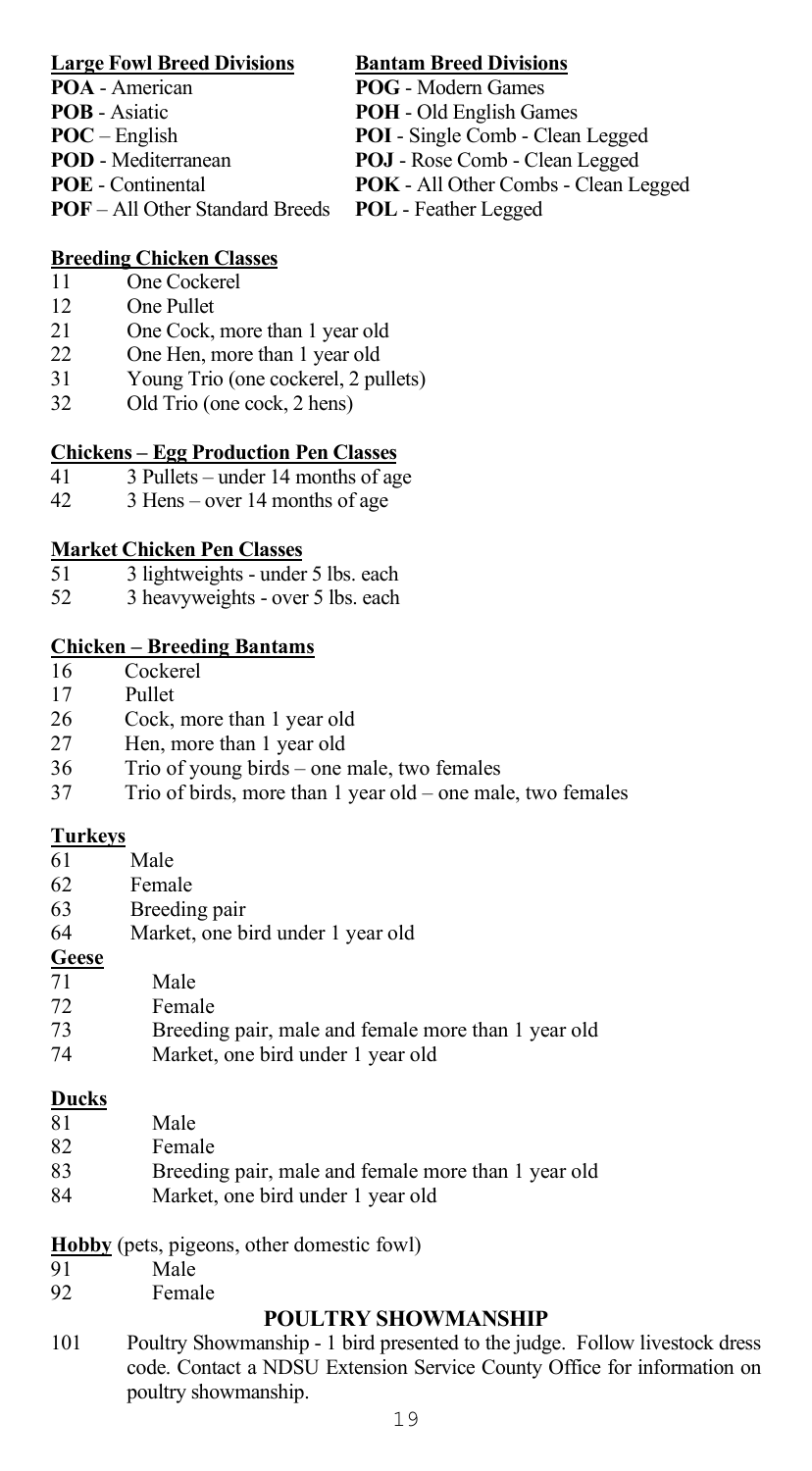| **Large Fowl Breed Divisions** | **Bantam Breed Divisions** |
| --- | --- |
| **POA** - American | **POG** - Modern Games |
| **POB** - Asiatic | **POH** - Old English Games |
| **POC** – English | **POI** - Single Comb - Clean Legged |
| **POD** - Mediterranean | **POJ** - Rose Comb - Clean Legged |
| **POE** - Continental | **POK** - All Other Combs - Clean Legged |
| **POF** – All Other Standard Breeds | **POL** - Feather Legged |

**Breeding Chicken Classes**

11 One Cockerel
12 One Pullet
21 One Cock, more than 1 year old
22 One Hen, more than 1 year old
31 Young Trio (one cockerel, 2 pullets)
32 Old Trio (one cock, 2 hens)

**Chickens – Egg Production Pen Classes**

41 3 Pullets – under 14 months of age
42 3 Hens – over 14 months of age

**Market Chicken Pen Classes**

51 3 lightweights - under 5 lbs. each
52 3 heavyweights - over 5 lbs. each

**Chicken – Breeding Bantams**

16 Cockerel
17 Pullet
26 Cock, more than 1 year old
27 Hen, more than 1 year old
36 Trio of young birds – one male, two females
37 Trio of birds, more than 1 year old – one male, two females

**Turkeys**

61 Male
62 Female
63 Breeding pair
64 Market, one bird under 1 year old

**Geese**

71 Male
72 Female
73 Breeding pair, male and female more than 1 year old
74 Market, one bird under 1 year old

**Ducks**

81 Male
82 Female
83 Breeding pair, male and female more than 1 year old
84 Market, one bird under 1 year old

**Hobby** (pets, pigeons, other domestic fowl)

91 Male
92 Female

## POULTRY SHOWMANSHIP

101 Poultry Showmanship - 1 bird presented to the judge. Follow livestock dress code. Contact a NDSU Extension Service County Office for information on poultry showmanship.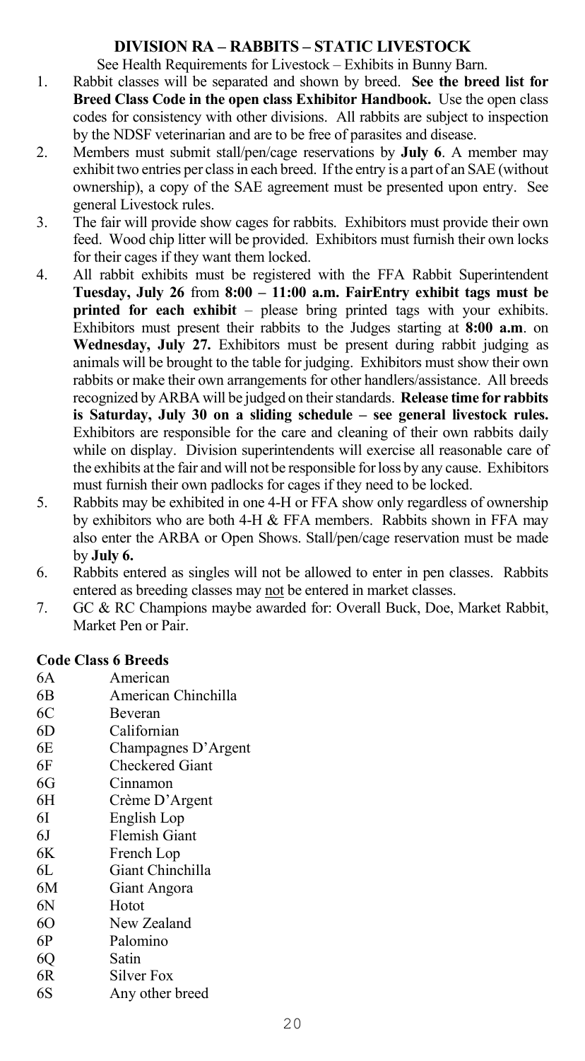## DIVISION RA – RABBITS – STATIC LIVESTOCK

See Health Requirements for Livestock – Exhibits in Bunny Barn.

1. Rabbit classes will be separated and shown by breed. **See the breed list for Breed Class Code in the open class Exhibitor Handbook.** Use the open class codes for consistency with other divisions. All rabbits are subject to inspection by the NDSF veterinarian and are to be free of parasites and disease.
2. Members must submit stall/pen/cage reservations by **July 6**. A member may exhibit two entries per class in each breed. If the entry is a part of an SAE (without ownership), a copy of the SAE agreement must be presented upon entry. See general Livestock rules.
3. The fair will provide show cages for rabbits. Exhibitors must provide their own feed. Wood chip litter will be provided. Exhibitors must furnish their own locks for their cages if they want them locked.
4. All rabbit exhibits must be registered with the FFA Rabbit Superintendent **Tuesday, July 26** from **8:00 – 11:00 a.m. FairEntry exhibit tags must be printed for each exhibit** – please bring printed tags with your exhibits. Exhibitors must present their rabbits to the Judges starting at **8:00 a.m**. on **Wednesday, July 27.** Exhibitors must be present during rabbit judging as animals will be brought to the table for judging. Exhibitors must show their own rabbits or make their own arrangements for other handlers/assistance. All breeds recognized by ARBA will be judged on their standards. **Release time for rabbits is Saturday, July 30 on a sliding schedule – see general livestock rules.** Exhibitors are responsible for the care and cleaning of their own rabbits daily while on display. Division superintendents will exercise all reasonable care of the exhibits at the fair and will not be responsible for loss by any cause. Exhibitors must furnish their own padlocks for cages if they need to be locked.
5. Rabbits may be exhibited in one 4-H or FFA show only regardless of ownership by exhibitors who are both 4-H & FFA members. Rabbits shown in FFA may also enter the ARBA or Open Shows. Stall/pen/cage reservation must be made by **July 6.**
6. Rabbits entered as singles will not be allowed to enter in pen classes. Rabbits entered as breeding classes may not be entered in market classes.
7. GC & RC Champions maybe awarded for: Overall Buck, Doe, Market Rabbit, Market Pen or Pair.

**Code Class 6 Breeds**

| Code | Breed |
|---|---|
| 6A | American |
| 6B | American Chinchilla |
| 6C | Beveran |
| 6D | Californian |
| 6E | Champagnes D'Argent |
| 6F | Checkered Giant |
| 6G | Cinnamon |
| 6H | Crème D'Argent |
| 6I | English Lop |
| 6J | Flemish Giant |
| 6K | French Lop |
| 6L | Giant Chinchilla |
| 6M | Giant Angora |
| 6N | Hotot |
| 6O | New Zealand |
| 6P | Palomino |
| 6Q | Satin |
| 6R | Silver Fox |
| 6S | Any other breed |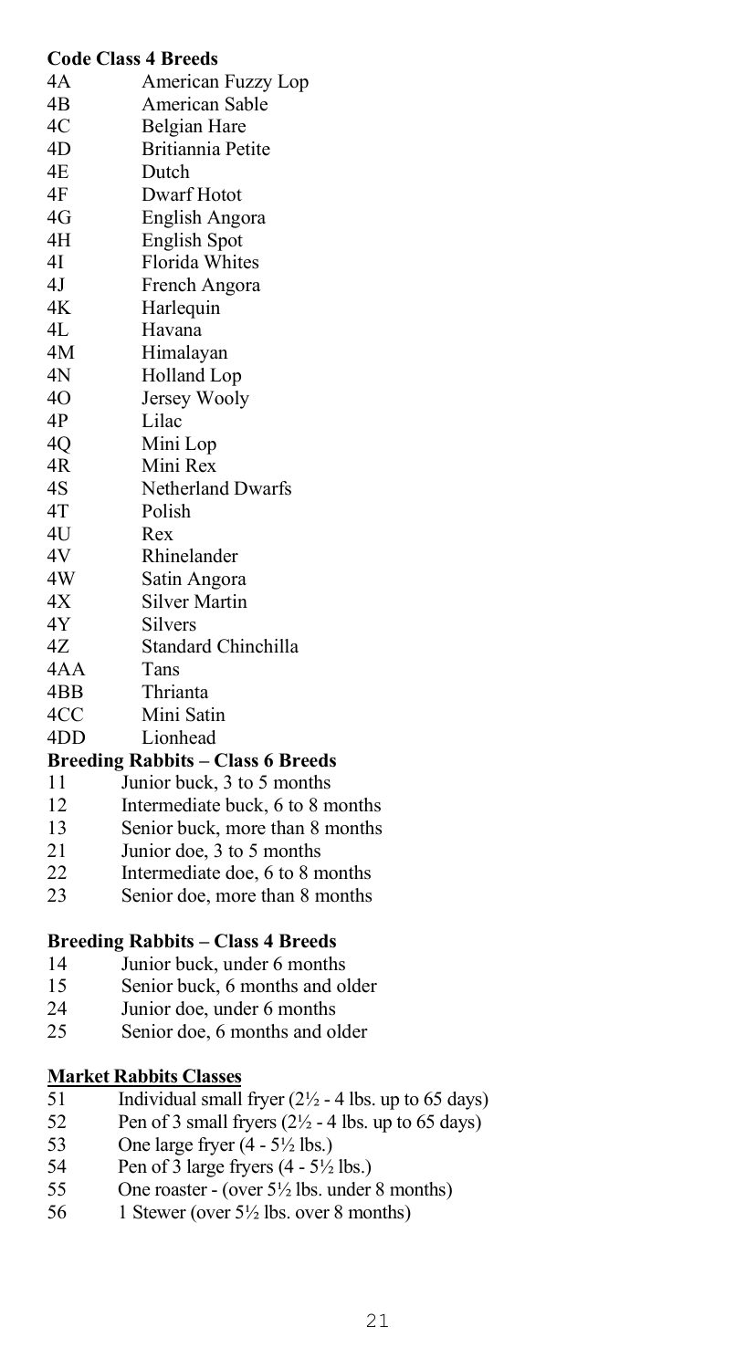**Code Class 4 Breeds**

| | |
|---|---|
| 4A | American Fuzzy Lop |
| 4B | American Sable |
| 4C | Belgian Hare |
| 4D | Britiannia Petite |
| 4E | Dutch |
| 4F | Dwarf Hotot |
| 4G | English Angora |
| 4H | English Spot |
| 4I | Florida Whites |
| 4J | French Angora |
| 4K | Harlequin |
| 4L | Havana |
| 4M | Himalayan |
| 4N | Holland Lop |
| 4O | Jersey Wooly |
| 4P | Lilac |
| 4Q | Mini Lop |
| 4R | Mini Rex |
| 4S | Netherland Dwarfs |
| 4T | Polish |
| 4U | Rex |
| 4V | Rhinelander |
| 4W | Satin Angora |
| 4X | Silver Martin |
| 4Y | Silvers |
| 4Z | Standard Chinchilla |
| 4AA | Tans |
| 4BB | Thrianta |
| 4CC | Mini Satin |
| 4DD | Lionhead |

**Breeding Rabbits – Class 6 Breeds**

| | |
|---|---|
| 11 | Junior buck, 3 to 5 months |
| 12 | Intermediate buck, 6 to 8 months |
| 13 | Senior buck, more than 8 months |
| 21 | Junior doe, 3 to 5 months |
| 22 | Intermediate doe, 6 to 8 months |
| 23 | Senior doe, more than 8 months |

**Breeding Rabbits – Class 4 Breeds**

| | |
|---|---|
| 14 | Junior buck, under 6 months |
| 15 | Senior buck, 6 months and older |
| 24 | Junior doe, under 6 months |
| 25 | Senior doe, 6 months and older |

**Market Rabbits Classes**

| | |
|---|---|
| 51 | Individual small fryer (2½ - 4 lbs. up to 65 days) |
| 52 | Pen of 3 small fryers (2½ - 4 lbs. up to 65 days) |
| 53 | One large fryer (4 - 5½ lbs.) |
| 54 | Pen of 3 large fryers (4 - 5½ lbs.) |
| 55 | One roaster - (over 5½ lbs. under 8 months) |
| 56 | 1 Stewer (over 5½ lbs. over 8 months) |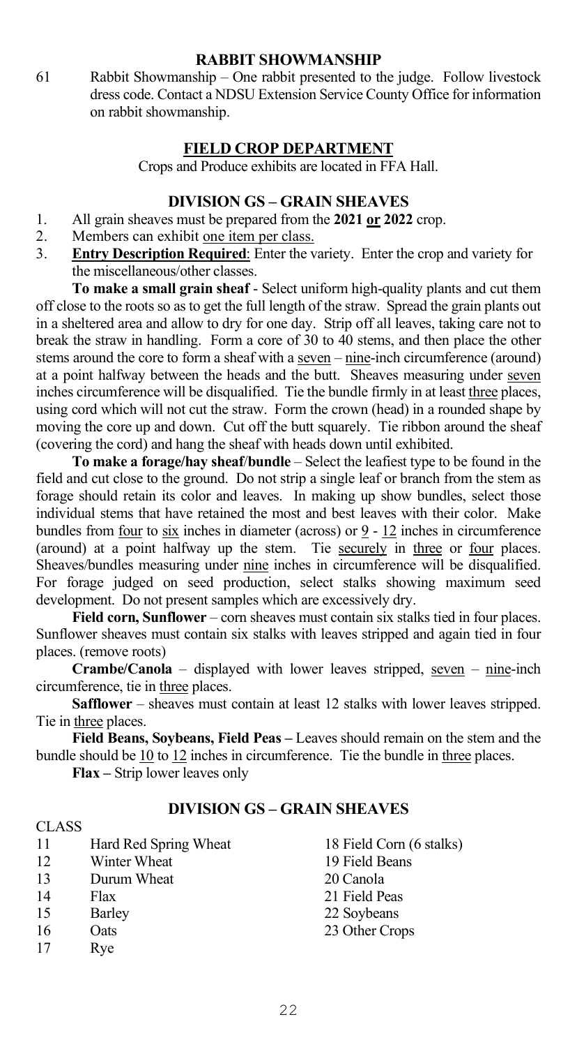## RABBIT SHOWMANSHIP

61 Rabbit Showmanship – One rabbit presented to the judge. Follow livestock dress code. Contact a NDSU Extension Service County Office for information on rabbit showmanship.

## FIELD CROP DEPARTMENT

Crops and Produce exhibits are located in FFA Hall.

### DIVISION GS – GRAIN SHEAVES

1. All grain sheaves must be prepared from the **2021 or 2022** crop.
2. Members can exhibit one item per class.
3. **Entry Description Required**: Enter the variety. Enter the crop and variety for the miscellaneous/other classes.

**To make a small grain sheaf** - Select uniform high-quality plants and cut them off close to the roots so as to get the full length of the straw. Spread the grain plants out in a sheltered area and allow to dry for one day. Strip off all leaves, taking care not to break the straw in handling. Form a core of 30 to 40 stems, and then place the other stems around the core to form a sheaf with a seven – nine-inch circumference (around) at a point halfway between the heads and the butt. Sheaves measuring under seven inches circumference will be disqualified. Tie the bundle firmly in at least three places, using cord which will not cut the straw. Form the crown (head) in a rounded shape by moving the core up and down. Cut off the butt squarely. Tie ribbon around the sheaf (covering the cord) and hang the sheaf with heads down until exhibited.

**To make a forage/hay sheaf/bundle** – Select the leafiest type to be found in the field and cut close to the ground. Do not strip a single leaf or branch from the stem as forage should retain its color and leaves. In making up show bundles, select those individual stems that have retained the most and best leaves with their color. Make bundles from four to six inches in diameter (across) or 9 - 12 inches in circumference (around) at a point halfway up the stem. Tie securely in three or four places. Sheaves/bundles measuring under nine inches in circumference will be disqualified. For forage judged on seed production, select stalks showing maximum seed development. Do not present samples which are excessively dry.

**Field corn, Sunflower** – corn sheaves must contain six stalks tied in four places. Sunflower sheaves must contain six stalks with leaves stripped and again tied in four places. (remove roots)

**Crambe/Canola** – displayed with lower leaves stripped, seven – nine-inch circumference, tie in three places.

**Safflower** – sheaves must contain at least 12 stalks with lower leaves stripped. Tie in three places.

**Field Beans, Soybeans, Field Peas –** Leaves should remain on the stem and the bundle should be 10 to 12 inches in circumference. Tie the bundle in three places.

**Flax –** Strip lower leaves only

### DIVISION GS – GRAIN SHEAVES

CLASS

11 Hard Red Spring Wheat
12 Winter Wheat
13 Durum Wheat
14 Flax
15 Barley
16 Oats
17 Rye
18 Field Corn (6 stalks)
19 Field Beans
20 Canola
21 Field Peas
22 Soybeans
23 Other Crops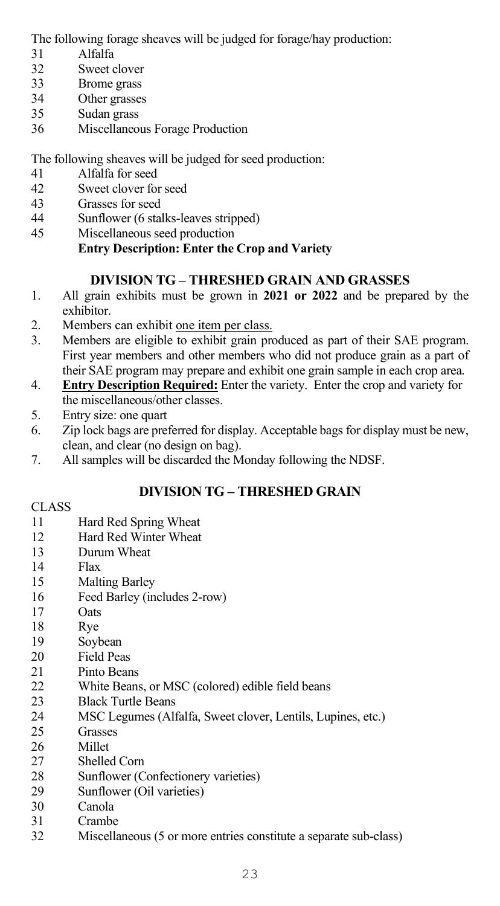The following forage sheaves will be judged for forage/hay production:

31 Alfalfa
32 Sweet clover
33 Brome grass
34 Other grasses
35 Sudan grass
36 Miscellaneous Forage Production

The following sheaves will be judged for seed production:

41 Alfalfa for seed
42 Sweet clover for seed
43 Grasses for seed
44 Sunflower (6 stalks-leaves stripped)
45 Miscellaneous seed production

**Entry Description: Enter the Crop and Variety**

## DIVISION TG – THRESHED GRAIN AND GRASSES

1. All grain exhibits must be grown in **2021 or 2022** and be prepared by the exhibitor.
2. Members can exhibit one item per class.
3. Members are eligible to exhibit grain produced as part of their SAE program. First year members and other members who did not produce grain as a part of their SAE program may prepare and exhibit one grain sample in each crop area.
4. **Entry Description Required:** Enter the variety. Enter the crop and variety for the miscellaneous/other classes.
5. Entry size: one quart
6. Zip lock bags are preferred for display. Acceptable bags for display must be new, clean, and clear (no design on bag).
7. All samples will be discarded the Monday following the NDSF.

## DIVISION TG – THRESHED GRAIN

CLASS

11 Hard Red Spring Wheat
12 Hard Red Winter Wheat
13 Durum Wheat
14 Flax
15 Malting Barley
16 Feed Barley (includes 2-row)
17 Oats
18 Rye
19 Soybean
20 Field Peas
21 Pinto Beans
22 White Beans, or MSC (colored) edible field beans
23 Black Turtle Beans
24 MSC Legumes (Alfalfa, Sweet clover, Lentils, Lupines, etc.)
25 Grasses
26 Millet
27 Shelled Corn
28 Sunflower (Confectionery varieties)
29 Sunflower (Oil varieties)
30 Canola
31 Crambe
32 Miscellaneous (5 or more entries constitute a separate sub-class)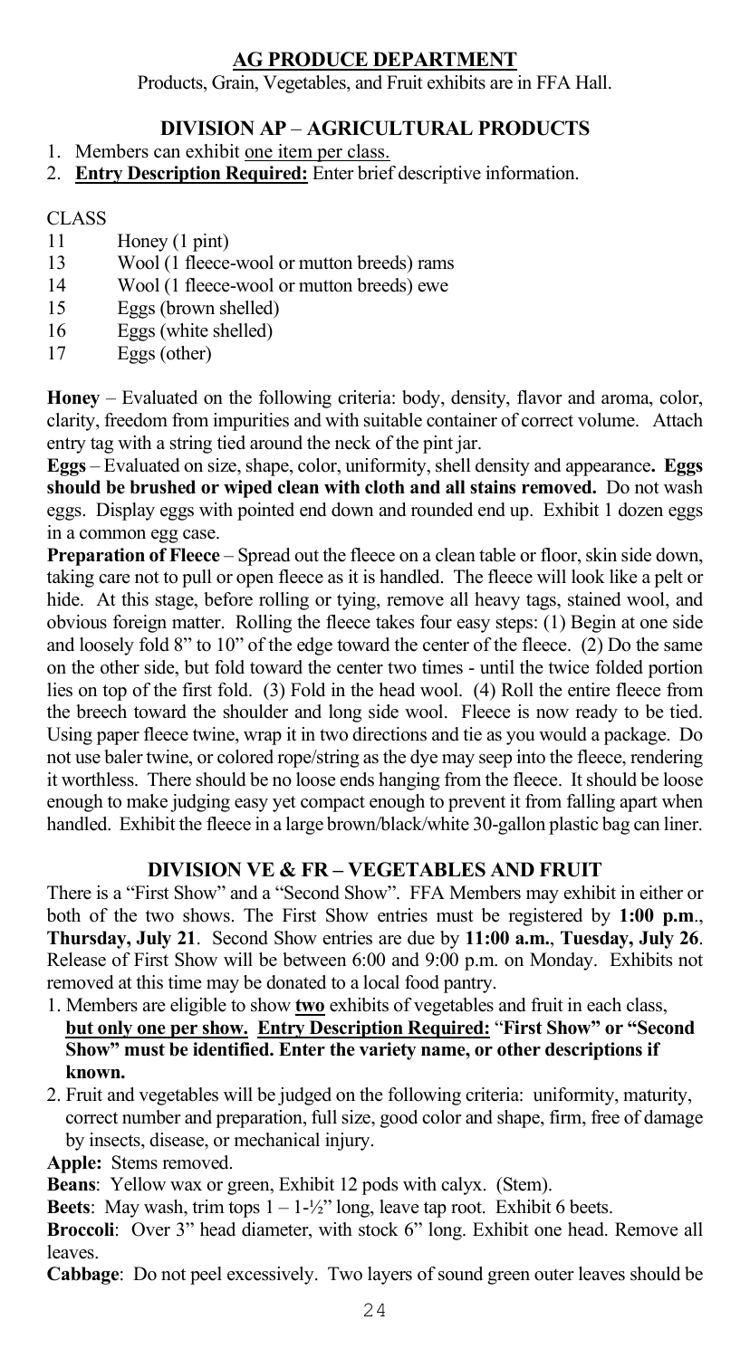## AG PRODUCE DEPARTMENT

Products, Grain, Vegetables, and Fruit exhibits are in FFA Hall.

### DIVISION AP – AGRICULTURAL PRODUCTS

1. Members can exhibit one item per class.
2. **Entry Description Required:** Enter brief descriptive information.

CLASS

| | |
|---|---|
| 11 | Honey (1 pint) |
| 13 | Wool (1 fleece-wool or mutton breeds) rams |
| 14 | Wool (1 fleece-wool or mutton breeds) ewe |
| 15 | Eggs (brown shelled) |
| 16 | Eggs (white shelled) |
| 17 | Eggs (other) |

**Honey** – Evaluated on the following criteria: body, density, flavor and aroma, color, clarity, freedom from impurities and with suitable container of correct volume. Attach entry tag with a string tied around the neck of the pint jar.

**Eggs** – Evaluated on size, shape, color, uniformity, shell density and appearance**. Eggs should be brushed or wiped clean with cloth and all stains removed.** Do not wash eggs. Display eggs with pointed end down and rounded end up. Exhibit 1 dozen eggs in a common egg case.

**Preparation of Fleece** – Spread out the fleece on a clean table or floor, skin side down, taking care not to pull or open fleece as it is handled. The fleece will look like a pelt or hide. At this stage, before rolling or tying, remove all heavy tags, stained wool, and obvious foreign matter. Rolling the fleece takes four easy steps: (1) Begin at one side and loosely fold 8" to 10" of the edge toward the center of the fleece. (2) Do the same on the other side, but fold toward the center two times - until the twice folded portion lies on top of the first fold. (3) Fold in the head wool. (4) Roll the entire fleece from the breech toward the shoulder and long side wool. Fleece is now ready to be tied. Using paper fleece twine, wrap it in two directions and tie as you would a package. Do not use baler twine, or colored rope/string as the dye may seep into the fleece, rendering it worthless. There should be no loose ends hanging from the fleece. It should be loose enough to make judging easy yet compact enough to prevent it from falling apart when handled. Exhibit the fleece in a large brown/black/white 30-gallon plastic bag can liner.

### DIVISION VE & FR – VEGETABLES AND FRUIT

There is a "First Show" and a "Second Show". FFA Members may exhibit in either or both of the two shows. The First Show entries must be registered by **1:00 p.m**., **Thursday, July 21**. Second Show entries are due by **11:00 a.m.**, **Tuesday, July 26**. Release of First Show will be between 6:00 and 9:00 p.m. on Monday. Exhibits not removed at this time may be donated to a local food pantry.

1. Members are eligible to show **two** exhibits of vegetables and fruit in each class, **but only one per show. Entry Description Required:** "**First Show" or "Second Show" must be identified. Enter the variety name, or other descriptions if known.**
2. Fruit and vegetables will be judged on the following criteria: uniformity, maturity, correct number and preparation, full size, good color and shape, firm, free of damage by insects, disease, or mechanical injury.

**Apple:** Stems removed.

**Beans**: Yellow wax or green, Exhibit 12 pods with calyx. (Stem).

**Beets**: May wash, trim tops 1 – 1-½" long, leave tap root. Exhibit 6 beets.

**Broccoli**: Over 3" head diameter, with stock 6" long. Exhibit one head. Remove all leaves.

**Cabbage**: Do not peel excessively. Two layers of sound green outer leaves should be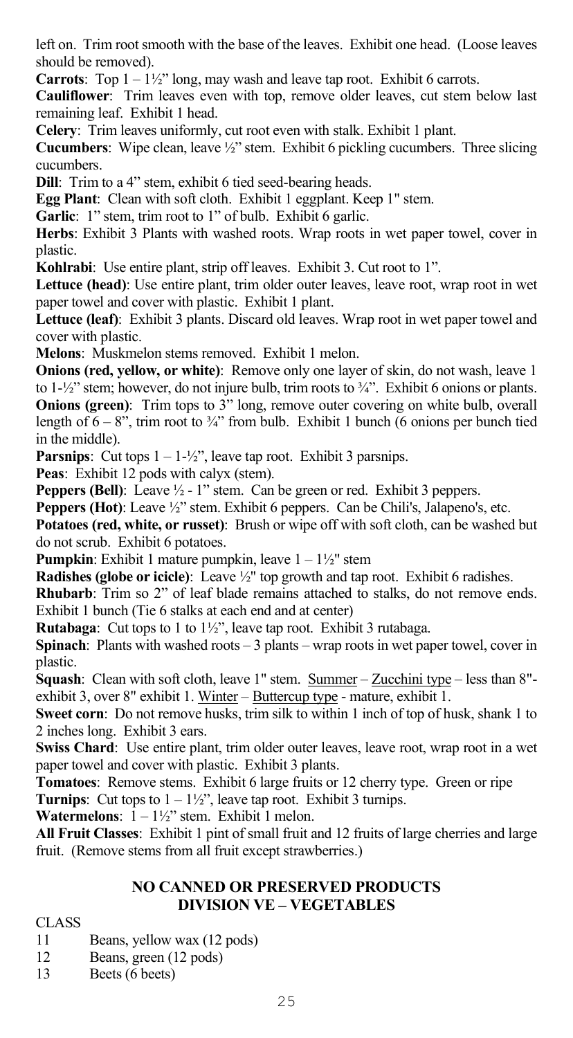left on. Trim root smooth with the base of the leaves. Exhibit one head. (Loose leaves should be removed).

**Carrots**: Top 1 – 1½" long, may wash and leave tap root. Exhibit 6 carrots.

**Cauliflower**: Trim leaves even with top, remove older leaves, cut stem below last remaining leaf. Exhibit 1 head.

**Celery**: Trim leaves uniformly, cut root even with stalk. Exhibit 1 plant.

**Cucumbers**: Wipe clean, leave ½" stem. Exhibit 6 pickling cucumbers. Three slicing cucumbers.

**Dill**: Trim to a 4" stem, exhibit 6 tied seed-bearing heads.

**Egg Plant**: Clean with soft cloth. Exhibit 1 eggplant. Keep 1" stem.

**Garlic**: 1" stem, trim root to 1" of bulb. Exhibit 6 garlic.

**Herbs**: Exhibit 3 Plants with washed roots. Wrap roots in wet paper towel, cover in plastic.

**Kohlrabi**: Use entire plant, strip off leaves. Exhibit 3. Cut root to 1".

**Lettuce (head)**: Use entire plant, trim older outer leaves, leave root, wrap root in wet paper towel and cover with plastic. Exhibit 1 plant.

**Lettuce (leaf)**: Exhibit 3 plants. Discard old leaves. Wrap root in wet paper towel and cover with plastic.

**Melons**: Muskmelon stems removed. Exhibit 1 melon.

**Onions (red, yellow, or white)**: Remove only one layer of skin, do not wash, leave 1 to 1-½" stem; however, do not injure bulb, trim roots to ¾". Exhibit 6 onions or plants.

**Onions (green)**: Trim tops to 3" long, remove outer covering on white bulb, overall length of 6 – 8", trim root to ¾" from bulb. Exhibit 1 bunch (6 onions per bunch tied in the middle).

**Parsnips**: Cut tops 1 – 1-½", leave tap root. Exhibit 3 parsnips.

**Peas**: Exhibit 12 pods with calyx (stem).

**Peppers (Bell)**: Leave ½ - 1" stem. Can be green or red. Exhibit 3 peppers.

**Peppers (Hot)**: Leave ½" stem. Exhibit 6 peppers. Can be Chili's, Jalapeno's, etc.

**Potatoes (red, white, or russet)**: Brush or wipe off with soft cloth, can be washed but do not scrub. Exhibit 6 potatoes.

**Pumpkin**: Exhibit 1 mature pumpkin, leave 1 – 1½" stem

**Radishes (globe or icicle)**: Leave ½" top growth and tap root. Exhibit 6 radishes.

**Rhubarb**: Trim so 2" of leaf blade remains attached to stalks, do not remove ends. Exhibit 1 bunch (Tie 6 stalks at each end and at center)

**Rutabaga**: Cut tops to 1 to 1½", leave tap root. Exhibit 3 rutabaga.

**Spinach**: Plants with washed roots – 3 plants – wrap roots in wet paper towel, cover in plastic.

**Squash**: Clean with soft cloth, leave 1" stem. Summer – Zucchini type – less than 8"- exhibit 3, over 8" exhibit 1. Winter – Buttercup type - mature, exhibit 1.

**Sweet corn**: Do not remove husks, trim silk to within 1 inch of top of husk, shank 1 to 2 inches long. Exhibit 3 ears.

**Swiss Chard**: Use entire plant, trim older outer leaves, leave root, wrap root in a wet paper towel and cover with plastic. Exhibit 3 plants.

**Tomatoes**: Remove stems. Exhibit 6 large fruits or 12 cherry type. Green or ripe

**Turnips**: Cut tops to 1 – 1½", leave tap root. Exhibit 3 turnips.

**Watermelons**: 1 – 1½" stem. Exhibit 1 melon.

**All Fruit Classes**: Exhibit 1 pint of small fruit and 12 fruits of large cherries and large fruit. (Remove stems from all fruit except strawberries.)

## NO CANNED OR PRESERVED PRODUCTS
## DIVISION VE – VEGETABLES

CLASS

11 Beans, yellow wax (12 pods)
12 Beans, green (12 pods)
13 Beets (6 beets)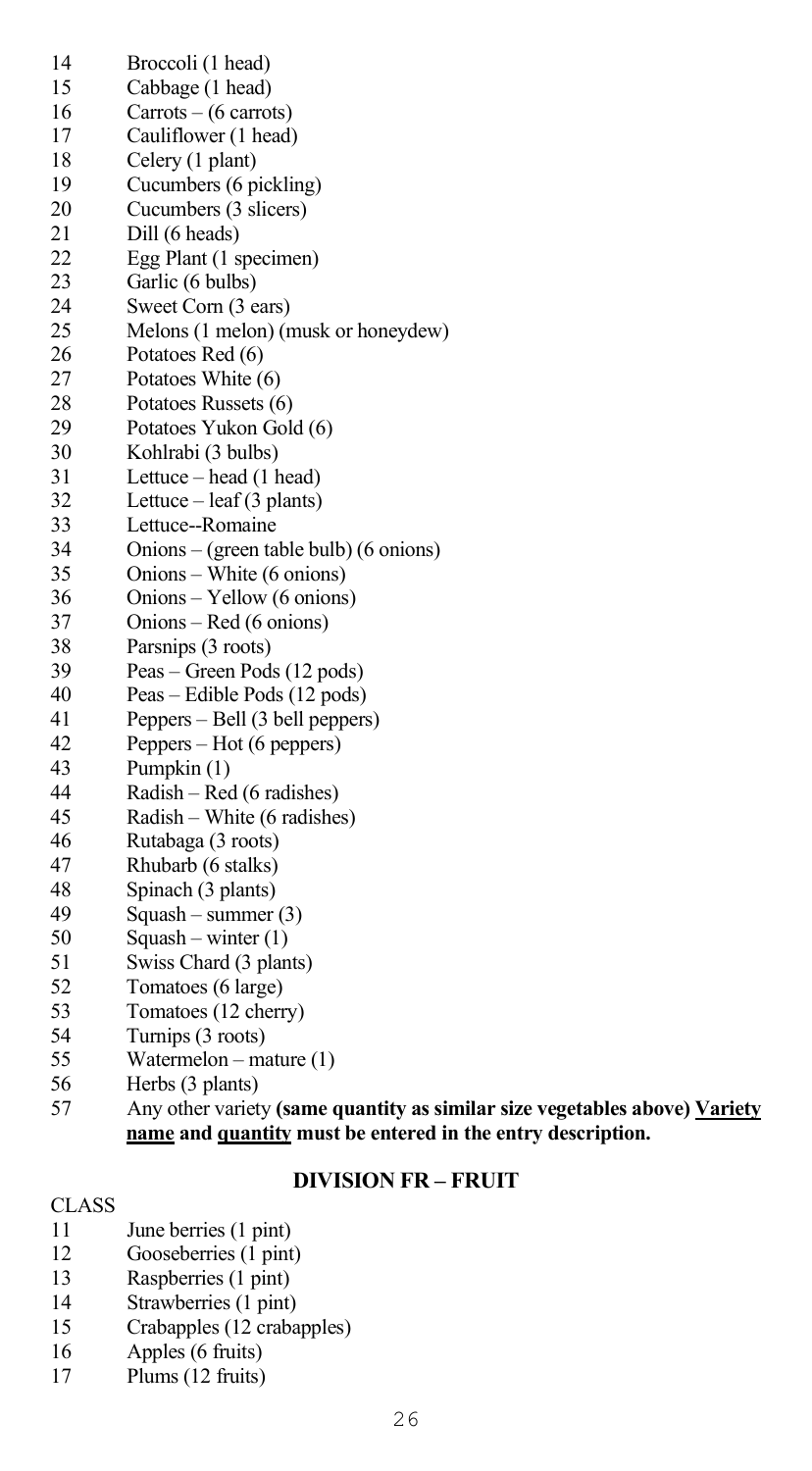14 Broccoli (1 head)
15 Cabbage (1 head)
16 Carrots – (6 carrots)
17 Cauliflower (1 head)
18 Celery (1 plant)
19 Cucumbers (6 pickling)
20 Cucumbers (3 slicers)
21 Dill (6 heads)
22 Egg Plant (1 specimen)
23 Garlic (6 bulbs)
24 Sweet Corn (3 ears)
25 Melons (1 melon) (musk or honeydew)
26 Potatoes Red (6)
27 Potatoes White (6)
28 Potatoes Russets (6)
29 Potatoes Yukon Gold (6)
30 Kohlrabi (3 bulbs)
31 Lettuce – head (1 head)
32 Lettuce – leaf (3 plants)
33 Lettuce--Romaine
34 Onions – (green table bulb) (6 onions)
35 Onions – White (6 onions)
36 Onions – Yellow (6 onions)
37 Onions – Red (6 onions)
38 Parsnips (3 roots)
39 Peas – Green Pods (12 pods)
40 Peas – Edible Pods (12 pods)
41 Peppers – Bell (3 bell peppers)
42 Peppers – Hot (6 peppers)
43 Pumpkin (1)
44 Radish – Red (6 radishes)
45 Radish – White (6 radishes)
46 Rutabaga (3 roots)
47 Rhubarb (6 stalks)
48 Spinach (3 plants)
49 Squash – summer (3)
50 Squash – winter (1)
51 Swiss Chard (3 plants)
52 Tomatoes (6 large)
53 Tomatoes (12 cherry)
54 Turnips (3 roots)
55 Watermelon – mature (1)
56 Herbs (3 plants)
57 Any other variety **(same quantity as similar size vegetables above) <u>Variety name</u> and <u>quantity</u> must be entered in the entry description.**

## DIVISION FR – FRUIT

CLASS
11 June berries (1 pint)
12 Gooseberries (1 pint)
13 Raspberries (1 pint)
14 Strawberries (1 pint)
15 Crabapples (12 crabapples)
16 Apples (6 fruits)
17 Plums (12 fruits)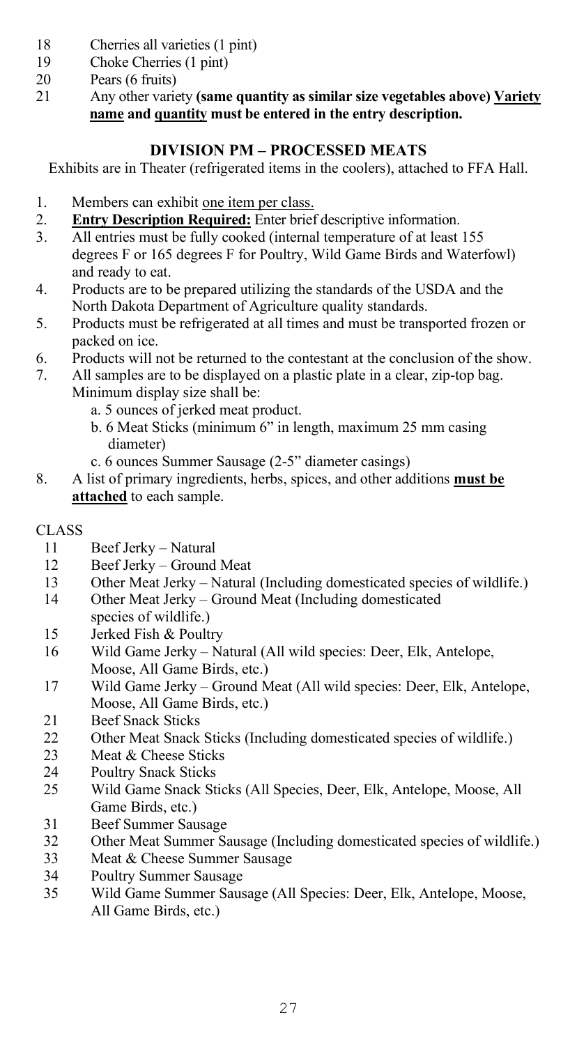18 Cherries all varieties (1 pint)
19 Choke Cherries (1 pint)
20 Pears (6 fruits)
21 Any other variety **(same quantity as similar size vegetables above)** **Variety name and quantity must be entered in the entry description.**

## DIVISION PM – PROCESSED MEATS

Exhibits are in Theater (refrigerated items in the coolers), attached to FFA Hall.

1. Members can exhibit one item per class.
2. **Entry Description Required:** Enter brief descriptive information.
3. All entries must be fully cooked (internal temperature of at least 155 degrees F or 165 degrees F for Poultry, Wild Game Birds and Waterfowl) and ready to eat.
4. Products are to be prepared utilizing the standards of the USDA and the North Dakota Department of Agriculture quality standards.
5. Products must be refrigerated at all times and must be transported frozen or packed on ice.
6. Products will not be returned to the contestant at the conclusion of the show.
7. All samples are to be displayed on a plastic plate in a clear, zip-top bag. Minimum display size shall be:
   a. 5 ounces of jerked meat product.
   b. 6 Meat Sticks (minimum 6" in length, maximum 25 mm casing diameter)
   c. 6 ounces Summer Sausage (2-5" diameter casings)
8. A list of primary ingredients, herbs, spices, and other additions **must be attached** to each sample.

CLASS

11 Beef Jerky – Natural
12 Beef Jerky – Ground Meat
13 Other Meat Jerky – Natural (Including domesticated species of wildlife.)
14 Other Meat Jerky – Ground Meat (Including domesticated species of wildlife.)
15 Jerked Fish & Poultry
16 Wild Game Jerky – Natural (All wild species: Deer, Elk, Antelope, Moose, All Game Birds, etc.)
17 Wild Game Jerky – Ground Meat (All wild species: Deer, Elk, Antelope, Moose, All Game Birds, etc.)
21 Beef Snack Sticks
22 Other Meat Snack Sticks (Including domesticated species of wildlife.)
23 Meat & Cheese Sticks
24 Poultry Snack Sticks
25 Wild Game Snack Sticks (All Species, Deer, Elk, Antelope, Moose, All Game Birds, etc.)
31 Beef Summer Sausage
32 Other Meat Summer Sausage (Including domesticated species of wildlife.)
33 Meat & Cheese Summer Sausage
34 Poultry Summer Sausage
35 Wild Game Summer Sausage (All Species: Deer, Elk, Antelope, Moose, All Game Birds, etc.)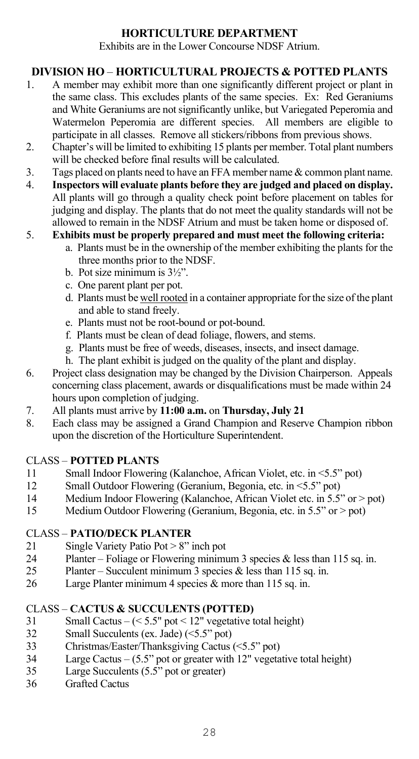# HORTICULTURE DEPARTMENT

Exhibits are in the Lower Concourse NDSF Atrium.

## DIVISION HO – HORTICULTURAL PROJECTS & POTTED PLANTS

1. A member may exhibit more than one significantly different project or plant in the same class. This excludes plants of the same species. Ex: Red Geraniums and White Geraniums are not significantly unlike, but Variegated Peperomia and Watermelon Peperomia are different species. All members are eligible to participate in all classes. Remove all stickers/ribbons from previous shows.
2. Chapter's will be limited to exhibiting 15 plants per member. Total plant numbers will be checked before final results will be calculated.
3. Tags placed on plants need to have an FFA member name & common plant name.
4. **Inspectors will evaluate plants before they are judged and placed on display.** All plants will go through a quality check point before placement on tables for judging and display. The plants that do not meet the quality standards will not be allowed to remain in the NDSF Atrium and must be taken home or disposed of.
5. **Exhibits must be properly prepared and must meet the following criteria:**
   a. Plants must be in the ownership of the member exhibiting the plants for the three months prior to the NDSF.
   b. Pot size minimum is 3½".
   c. One parent plant per pot.
   d. Plants must be well rooted in a container appropriate for the size of the plant and able to stand freely.
   e. Plants must not be root-bound or pot-bound.
   f. Plants must be clean of dead foliage, flowers, and stems.
   g. Plants must be free of weeds, diseases, insects, and insect damage.
   h. The plant exhibit is judged on the quality of the plant and display.
6. Project class designation may be changed by the Division Chairperson. Appeals concerning class placement, awards or disqualifications must be made within 24 hours upon completion of judging.
7. All plants must arrive by **11:00 a.m.** on **Thursday, July 21**
8. Each class may be assigned a Grand Champion and Reserve Champion ribbon upon the discretion of the Horticulture Superintendent.

### CLASS – POTTED PLANTS

11 Small Indoor Flowering (Kalanchoe, African Violet, etc. in <5.5" pot)
12 Small Outdoor Flowering (Geranium, Begonia, etc. in <5.5" pot)
14 Medium Indoor Flowering (Kalanchoe, African Violet etc. in 5.5" or > pot)
15 Medium Outdoor Flowering (Geranium, Begonia, etc. in 5.5" or > pot)

### CLASS – PATIO/DECK PLANTER

21 Single Variety Patio Pot > 8" inch pot
24 Planter – Foliage or Flowering minimum 3 species & less than 115 sq. in.
25 Planter – Succulent minimum 3 species & less than 115 sq. in.
26 Large Planter minimum 4 species & more than 115 sq. in.

### CLASS – CACTUS & SUCCULENTS (POTTED)

31 Small Cactus – (< 5.5" pot < 12" vegetative total height)
32 Small Succulents (ex. Jade) (<5.5" pot)
33 Christmas/Easter/Thanksgiving Cactus (<5.5" pot)
34 Large Cactus – (5.5" pot or greater with 12" vegetative total height)
35 Large Succulents (5.5" pot or greater)
36 Grafted Cactus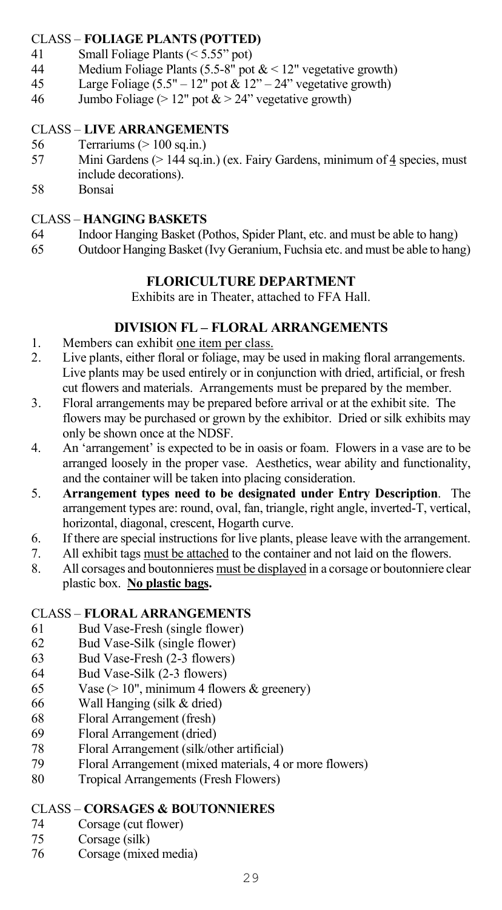### CLASS – **FOLIAGE PLANTS (POTTED)**

41 Small Foliage Plants (< 5.55" pot)
44 Medium Foliage Plants (5.5-8" pot & < 12" vegetative growth)
45 Large Foliage (5.5" – 12" pot & 12" – 24" vegetative growth)
46 Jumbo Foliage (> 12" pot & > 24" vegetative growth)

### CLASS – **LIVE ARRANGEMENTS**

56 Terrariums (> 100 sq.in.)
57 Mini Gardens (> 144 sq.in.) (ex. Fairy Gardens, minimum of 4 species, must include decorations).
58 Bonsai

### CLASS – **HANGING BASKETS**

64 Indoor Hanging Basket (Pothos, Spider Plant, etc. and must be able to hang)
65 Outdoor Hanging Basket (Ivy Geranium, Fuchsia etc. and must be able to hang)

## FLORICULTURE DEPARTMENT

Exhibits are in Theater, attached to FFA Hall.

## DIVISION FL – FLORAL ARRANGEMENTS

1. Members can exhibit one item per class.
2. Live plants, either floral or foliage, may be used in making floral arrangements. Live plants may be used entirely or in conjunction with dried, artificial, or fresh cut flowers and materials. Arrangements must be prepared by the member.
3. Floral arrangements may be prepared before arrival or at the exhibit site. The flowers may be purchased or grown by the exhibitor. Dried or silk exhibits may only be shown once at the NDSF.
4. An 'arrangement' is expected to be in oasis or foam. Flowers in a vase are to be arranged loosely in the proper vase. Aesthetics, wear ability and functionality, and the container will be taken into placing consideration.
5. **Arrangement types need to be designated under Entry Description**. The arrangement types are: round, oval, fan, triangle, right angle, inverted-T, vertical, horizontal, diagonal, crescent, Hogarth curve.
6. If there are special instructions for live plants, please leave with the arrangement.
7. All exhibit tags must be attached to the container and not laid on the flowers.
8. All corsages and boutonnieres must be displayed in a corsage or boutonniere clear plastic box. **No plastic bags.**

### CLASS – **FLORAL ARRANGEMENTS**

61 Bud Vase-Fresh (single flower)
62 Bud Vase-Silk (single flower)
63 Bud Vase-Fresh (2-3 flowers)
64 Bud Vase-Silk (2-3 flowers)
65 Vase (> 10", minimum 4 flowers & greenery)
66 Wall Hanging (silk & dried)
68 Floral Arrangement (fresh)
69 Floral Arrangement (dried)
78 Floral Arrangement (silk/other artificial)
79 Floral Arrangement (mixed materials, 4 or more flowers)
80 Tropical Arrangements (Fresh Flowers)

### CLASS – **CORSAGES & BOUTONNIERES**

74 Corsage (cut flower)
75 Corsage (silk)
76 Corsage (mixed media)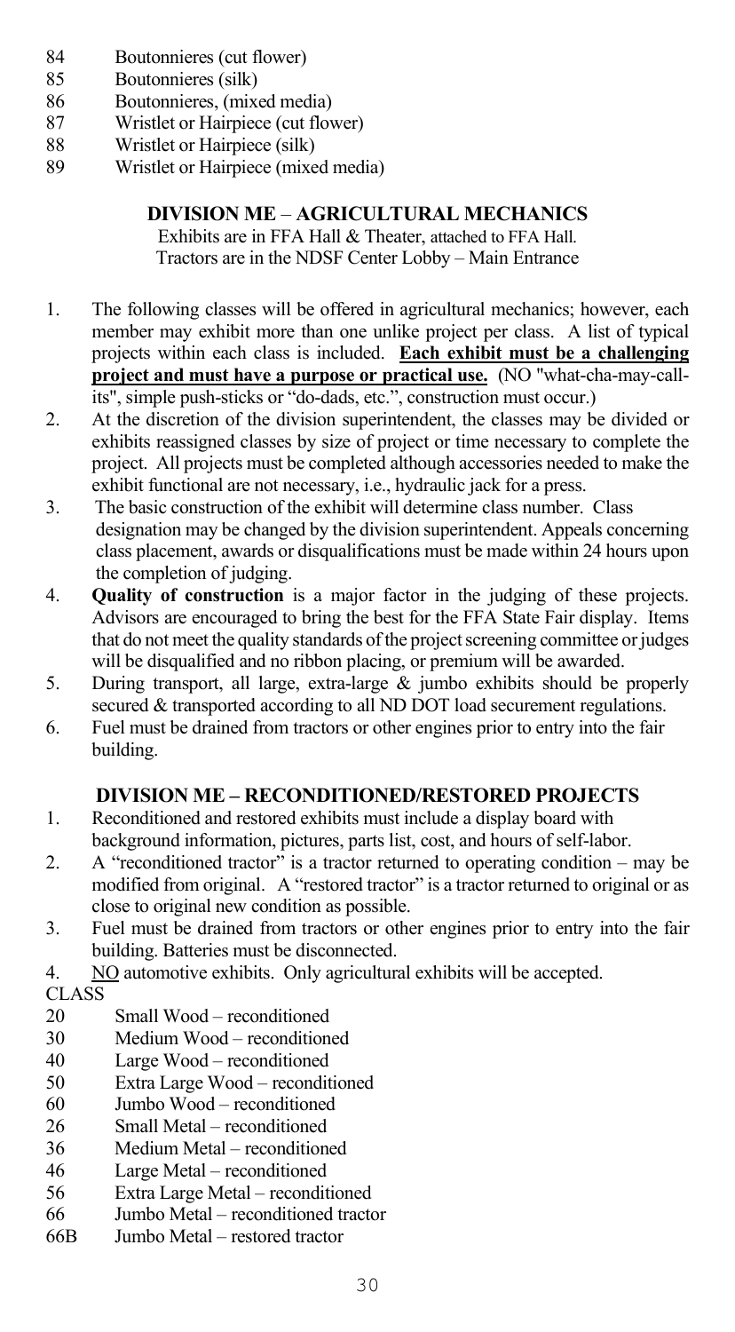84 Boutonnieres (cut flower)
85 Boutonnieres (silk)
86 Boutonnieres, (mixed media)
87 Wristlet or Hairpiece (cut flower)
88 Wristlet or Hairpiece (silk)
89 Wristlet or Hairpiece (mixed media)

## DIVISION ME – AGRICULTURAL MECHANICS

Exhibits are in FFA Hall & Theater, attached to FFA Hall.
Tractors are in the NDSF Center Lobby – Main Entrance

1. The following classes will be offered in agricultural mechanics; however, each member may exhibit more than one unlike project per class. A list of typical projects within each class is included. **Each exhibit must be a challenging project and must have a purpose or practical use.** (NO "what-cha-may-call-its", simple push-sticks or "do-dads, etc.", construction must occur.)
2. At the discretion of the division superintendent, the classes may be divided or exhibits reassigned classes by size of project or time necessary to complete the project. All projects must be completed although accessories needed to make the exhibit functional are not necessary, i.e., hydraulic jack for a press.
3. The basic construction of the exhibit will determine class number. Class designation may be changed by the division superintendent. Appeals concerning class placement, awards or disqualifications must be made within 24 hours upon the completion of judging.
4. **Quality of construction** is a major factor in the judging of these projects. Advisors are encouraged to bring the best for the FFA State Fair display. Items that do not meet the quality standards of the project screening committee or judges will be disqualified and no ribbon placing, or premium will be awarded.
5. During transport, all large, extra-large & jumbo exhibits should be properly secured & transported according to all ND DOT load securement regulations.
6. Fuel must be drained from tractors or other engines prior to entry into the fair building.

## DIVISION ME – RECONDITIONED/RESTORED PROJECTS

1. Reconditioned and restored exhibits must include a display board with background information, pictures, parts list, cost, and hours of self-labor.
2. A "reconditioned tractor" is a tractor returned to operating condition – may be modified from original. A "restored tractor" is a tractor returned to original or as close to original new condition as possible.
3. Fuel must be drained from tractors or other engines prior to entry into the fair building. Batteries must be disconnected.
4. NO automotive exhibits. Only agricultural exhibits will be accepted.

CLASS
20 Small Wood – reconditioned
30 Medium Wood – reconditioned
40 Large Wood – reconditioned
50 Extra Large Wood – reconditioned
60 Jumbo Wood – reconditioned
26 Small Metal – reconditioned
36 Medium Metal – reconditioned
46 Large Metal – reconditioned
56 Extra Large Metal – reconditioned
66 Jumbo Metal – reconditioned tractor
66B Jumbo Metal – restored tractor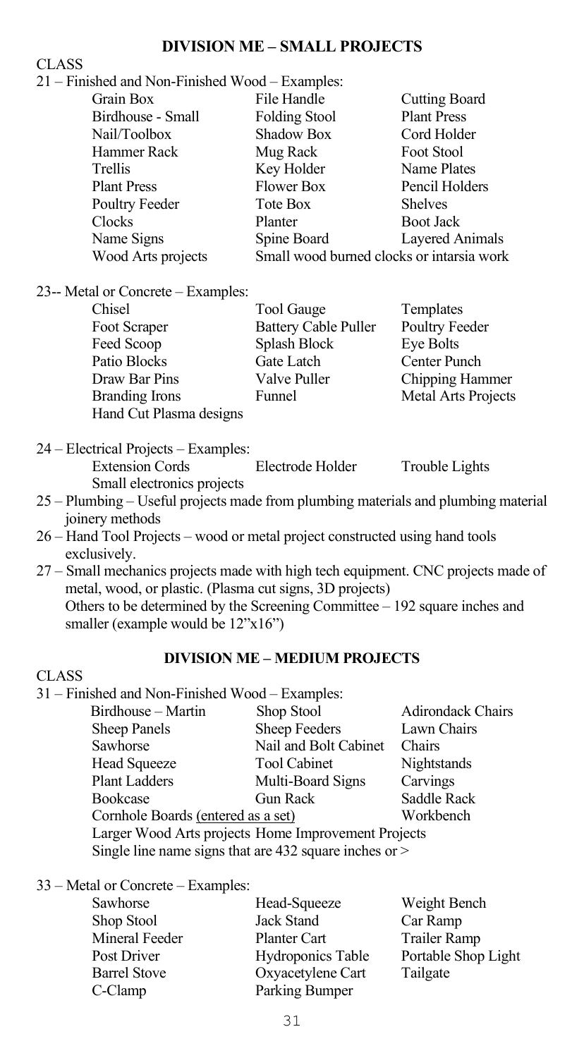## DIVISION ME – SMALL PROJECTS

CLASS

21 – Finished and Non-Finished Wood – Examples:

| | | |
|---|---|---|
| Grain Box | File Handle | Cutting Board |
| Birdhouse - Small | Folding Stool | Plant Press |
| Nail/Toolbox | Shadow Box | Cord Holder |
| Hammer Rack | Mug Rack | Foot Stool |
| Trellis | Key Holder | Name Plates |
| Plant Press | Flower Box | Pencil Holders |
| Poultry Feeder | Tote Box | Shelves |
| Clocks | Planter | Boot Jack |
| Name Signs | Spine Board | Layered Animals |
| Wood Arts projects | Small wood burned clocks or intarsia work | |

23-- Metal or Concrete – Examples:

| | | |
|---|---|---|
| Chisel | Tool Gauge | Templates |
| Foot Scraper | Battery Cable Puller | Poultry Feeder |
| Feed Scoop | Splash Block | Eye Bolts |
| Patio Blocks | Gate Latch | Center Punch |
| Draw Bar Pins | Valve Puller | Chipping Hammer |
| Branding Irons | Funnel | Metal Arts Projects |
| Hand Cut Plasma designs | | |

24 – Electrical Projects – Examples:

| | | |
|---|---|---|
| Extension Cords | Electrode Holder | Trouble Lights |
| Small electronics projects | | |

25 – Plumbing – Useful projects made from plumbing materials and plumbing material joinery methods

26 – Hand Tool Projects – wood or metal project constructed using hand tools exclusively.

27 – Small mechanics projects made with high tech equipment. CNC projects made of metal, wood, or plastic. (Plasma cut signs, 3D projects)
Others to be determined by the Screening Committee – 192 square inches and smaller (example would be 12"x16")

## DIVISION ME – MEDIUM PROJECTS

CLASS

31 – Finished and Non-Finished Wood – Examples:

| | | |
|---|---|---|
| Birdhouse – Martin | Shop Stool | Adirondack Chairs |
| Sheep Panels | Sheep Feeders | Lawn Chairs |
| Sawhorse | Nail and Bolt Cabinet | Chairs |
| Head Squeeze | Tool Cabinet | Nightstands |
| Plant Ladders | Multi-Board Signs | Carvings |
| Bookcase | Gun Rack | Saddle Rack |
| Cornhole Boards (entered as a set) | | Workbench |
| Larger Wood Arts projects Home Improvement Projects | | |
| Single line name signs that are 432 square inches or > | | |

33 – Metal or Concrete – Examples:

| | | |
|---|---|---|
| Sawhorse | Head-Squeeze | Weight Bench |
| Shop Stool | Jack Stand | Car Ramp |
| Mineral Feeder | Planter Cart | Trailer Ramp |
| Post Driver | Hydroponics Table | Portable Shop Light |
| Barrel Stove | Oxyacetylene Cart | Tailgate |
| C-Clamp | Parking Bumper | |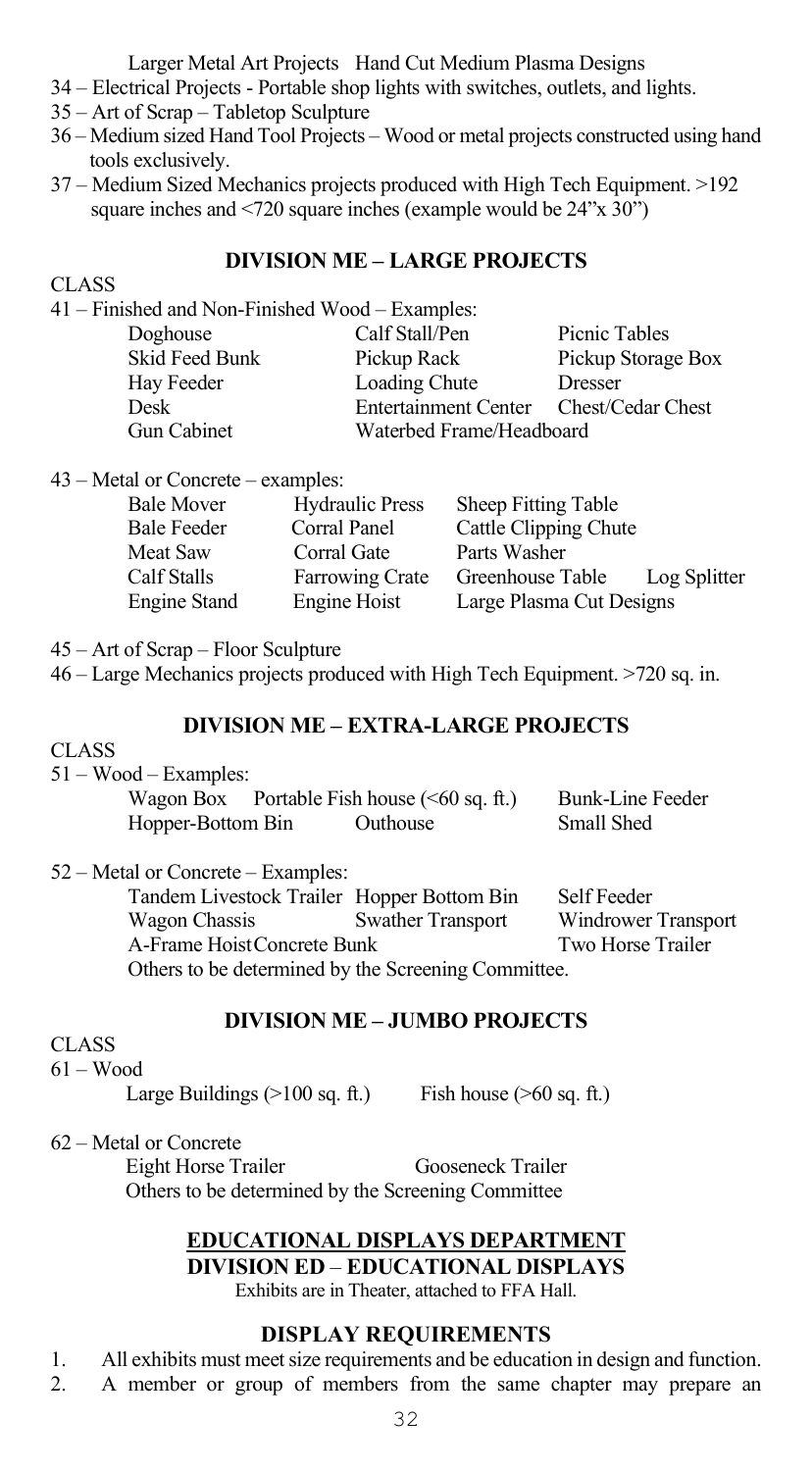Larger Metal Art Projects Hand Cut Medium Plasma Designs

34 – Electrical Projects - Portable shop lights with switches, outlets, and lights.

35 – Art of Scrap – Tabletop Sculpture

36 – Medium sized Hand Tool Projects – Wood or metal projects constructed using hand tools exclusively.

37 – Medium Sized Mechanics projects produced with High Tech Equipment. >192 square inches and <720 square inches (example would be 24"x 30")

## DIVISION ME – LARGE PROJECTS

CLASS

41 – Finished and Non-Finished Wood – Examples:

| | | |
|---|---|---|
| Doghouse | Calf Stall/Pen | Picnic Tables |
| Skid Feed Bunk | Pickup Rack | Pickup Storage Box |
| Hay Feeder | Loading Chute | Dresser |
| Desk | Entertainment Center | Chest/Cedar Chest |
| Gun Cabinet | Waterbed Frame/Headboard | |

43 – Metal or Concrete – examples:

| | | | |
|---|---|---|---|
| Bale Mover | Hydraulic Press | Sheep Fitting Table | |
| Bale Feeder | Corral Panel | Cattle Clipping Chute | |
| Meat Saw | Corral Gate | Parts Washer | |
| Calf Stalls | Farrowing Crate | Greenhouse Table | Log Splitter |
| Engine Stand | Engine Hoist | Large Plasma Cut Designs | |

45 – Art of Scrap – Floor Sculpture

46 – Large Mechanics projects produced with High Tech Equipment. >720 sq. in.

## DIVISION ME – EXTRA-LARGE PROJECTS

CLASS

51 – Wood – Examples:

| | | |
|---|---|---|
| Wagon Box | Portable Fish house (<60 sq. ft.) | Bunk-Line Feeder |
| Hopper-Bottom Bin | Outhouse | Small Shed |

52 – Metal or Concrete – Examples:

| | | |
|---|---|---|
| Tandem Livestock Trailer | Hopper Bottom Bin | Self Feeder |
| Wagon Chassis | Swather Transport | Windrower Transport |
| A-Frame Hoist | Concrete Bunk | Two Horse Trailer |

Others to be determined by the Screening Committee.

## DIVISION ME – JUMBO PROJECTS

CLASS

61 – Wood

Large Buildings (>100 sq. ft.) Fish house (>60 sq. ft.)

62 – Metal or Concrete

Eight Horse Trailer Gooseneck Trailer

Others to be determined by the Screening Committee

# EDUCATIONAL DISPLAYS DEPARTMENT

## DIVISION ED – EDUCATIONAL DISPLAYS

Exhibits are in Theater, attached to FFA Hall.

### DISPLAY REQUIREMENTS

1. All exhibits must meet size requirements and be education in design and function.
2. A member or group of members from the same chapter may prepare an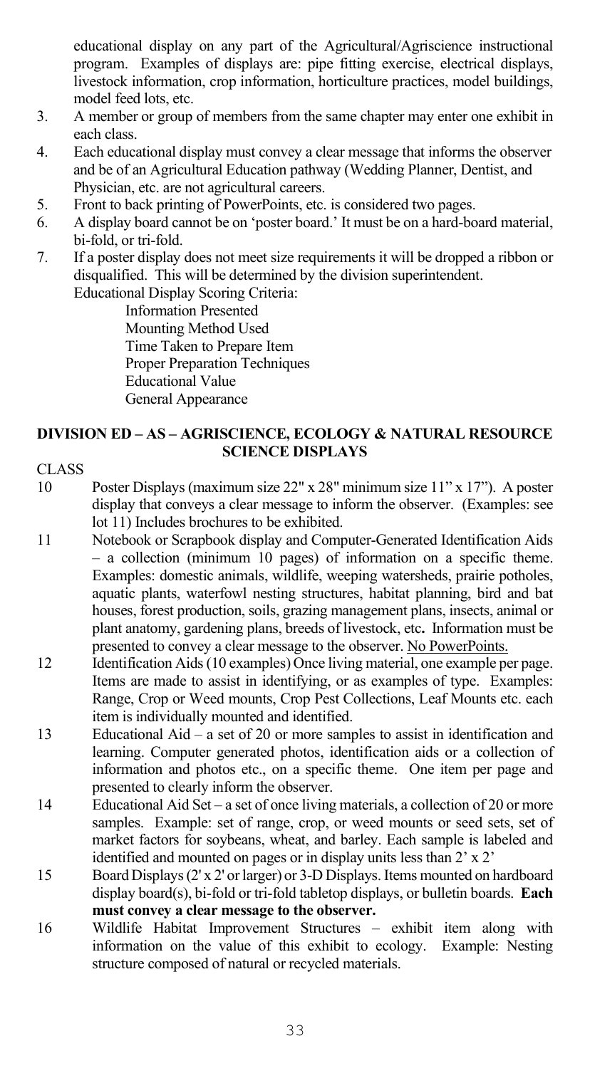educational display on any part of the Agricultural/Agriscience instructional program. Examples of displays are: pipe fitting exercise, electrical displays, livestock information, crop information, horticulture practices, model buildings, model feed lots, etc.

3. A member or group of members from the same chapter may enter one exhibit in each class.
4. Each educational display must convey a clear message that informs the observer and be of an Agricultural Education pathway (Wedding Planner, Dentist, and Physician, etc. are not agricultural careers.
5. Front to back printing of PowerPoints, etc. is considered two pages.
6. A display board cannot be on 'poster board.' It must be on a hard-board material, bi-fold, or tri-fold.
7. If a poster display does not meet size requirements it will be dropped a ribbon or disqualified. This will be determined by the division superintendent.

Educational Display Scoring Criteria:

- Information Presented
- Mounting Method Used
- Time Taken to Prepare Item
- Proper Preparation Techniques
- Educational Value
- General Appearance

## DIVISION ED – AS – AGRISCIENCE, ECOLOGY & NATURAL RESOURCE SCIENCE DISPLAYS

CLASS

10 Poster Displays (maximum size 22" x 28" minimum size 11" x 17"). A poster display that conveys a clear message to inform the observer. (Examples: see lot 11) Includes brochures to be exhibited.

11 Notebook or Scrapbook display and Computer-Generated Identification Aids – a collection (minimum 10 pages) of information on a specific theme. Examples: domestic animals, wildlife, weeping watersheds, prairie potholes, aquatic plants, waterfowl nesting structures, habitat planning, bird and bat houses, forest production, soils, grazing management plans, insects, animal or plant anatomy, gardening plans, breeds of livestock, etc**.** Information must be presented to convey a clear message to the observer. <u>No PowerPoints.</u>

12 Identification Aids (10 examples) Once living material, one example per page. Items are made to assist in identifying, or as examples of type. Examples: Range, Crop or Weed mounts, Crop Pest Collections, Leaf Mounts etc. each item is individually mounted and identified.

13 Educational Aid – a set of 20 or more samples to assist in identification and learning. Computer generated photos, identification aids or a collection of information and photos etc., on a specific theme. One item per page and presented to clearly inform the observer.

14 Educational Aid Set – a set of once living materials, a collection of 20 or more samples. Example: set of range, crop, or weed mounts or seed sets, set of market factors for soybeans, wheat, and barley. Each sample is labeled and identified and mounted on pages or in display units less than 2' x 2'

15 Board Displays (2' x 2' or larger) or 3-D Displays. Items mounted on hardboard display board(s), bi-fold or tri-fold tabletop displays, or bulletin boards. **Each must convey a clear message to the observer.**

16 Wildlife Habitat Improvement Structures – exhibit item along with information on the value of this exhibit to ecology. Example: Nesting structure composed of natural or recycled materials.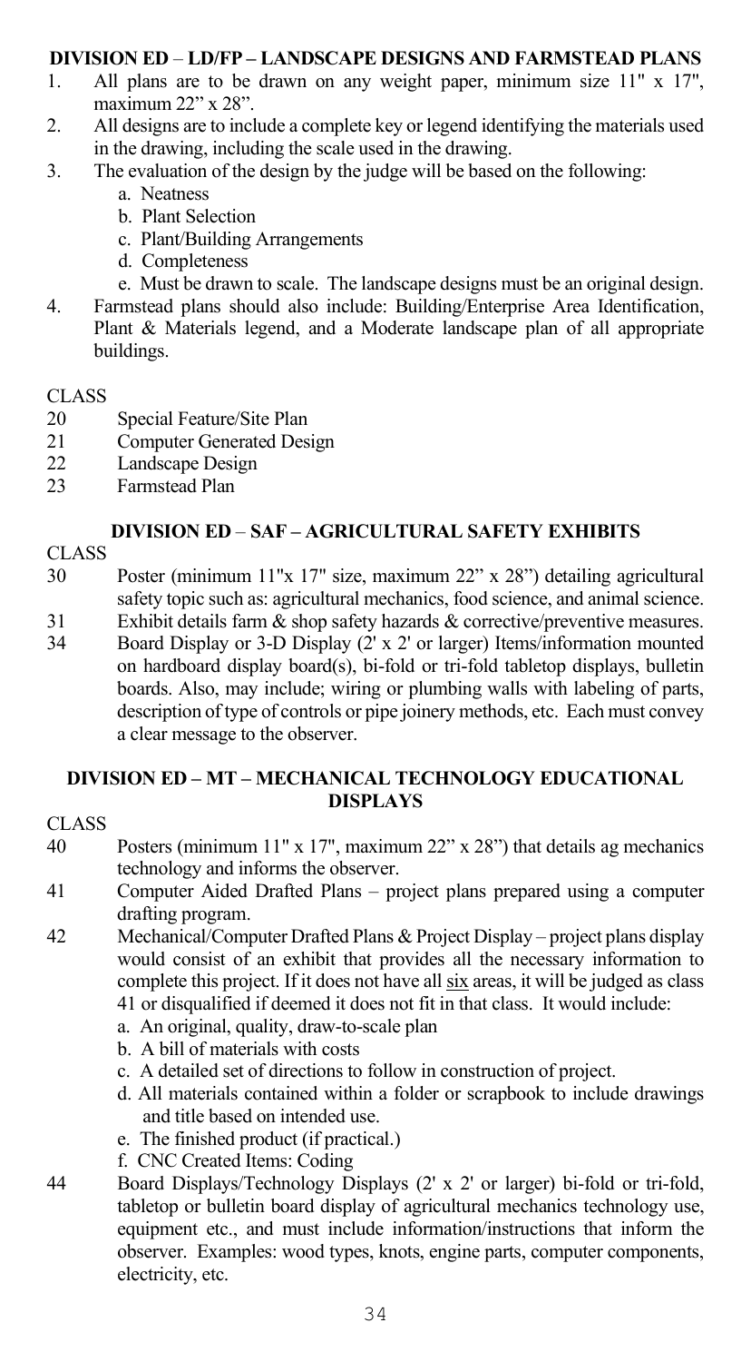## DIVISION ED – LD/FP – LANDSCAPE DESIGNS AND FARMSTEAD PLANS

1. All plans are to be drawn on any weight paper, minimum size 11" x 17", maximum 22" x 28".
2. All designs are to include a complete key or legend identifying the materials used in the drawing, including the scale used in the drawing.
3. The evaluation of the design by the judge will be based on the following:
   a. Neatness
   b. Plant Selection
   c. Plant/Building Arrangements
   d. Completeness
   e. Must be drawn to scale. The landscape designs must be an original design.
4. Farmstead plans should also include: Building/Enterprise Area Identification, Plant & Materials legend, and a Moderate landscape plan of all appropriate buildings.

CLASS

- 20 Special Feature/Site Plan
- 21 Computer Generated Design
- 22 Landscape Design
- 23 Farmstead Plan

## DIVISION ED – SAF – AGRICULTURAL SAFETY EXHIBITS

CLASS

- 30 Poster (minimum 11"x 17" size, maximum 22" x 28") detailing agricultural safety topic such as: agricultural mechanics, food science, and animal science.
- 31 Exhibit details farm & shop safety hazards & corrective/preventive measures.
- 34 Board Display or 3-D Display (2' x 2' or larger) Items/information mounted on hardboard display board(s), bi-fold or tri-fold tabletop displays, bulletin boards. Also, may include; wiring or plumbing walls with labeling of parts, description of type of controls or pipe joinery methods, etc. Each must convey a clear message to the observer.

## DIVISION ED – MT – MECHANICAL TECHNOLOGY EDUCATIONAL DISPLAYS

CLASS

- 40 Posters (minimum 11" x 17", maximum 22" x 28") that details ag mechanics technology and informs the observer.
- 41 Computer Aided Drafted Plans – project plans prepared using a computer drafting program.
- 42 Mechanical/Computer Drafted Plans & Project Display – project plans display would consist of an exhibit that provides all the necessary information to complete this project. If it does not have all <u>six</u> areas, it will be judged as class 41 or disqualified if deemed it does not fit in that class. It would include:
  a. An original, quality, draw-to-scale plan
  b. A bill of materials with costs
  c. A detailed set of directions to follow in construction of project.
  d. All materials contained within a folder or scrapbook to include drawings and title based on intended use.
  e. The finished product (if practical.)
  f. CNC Created Items: Coding
- 44 Board Displays/Technology Displays (2' x 2' or larger) bi-fold or tri-fold, tabletop or bulletin board display of agricultural mechanics technology use, equipment etc., and must include information/instructions that inform the observer. Examples: wood types, knots, engine parts, computer components, electricity, etc.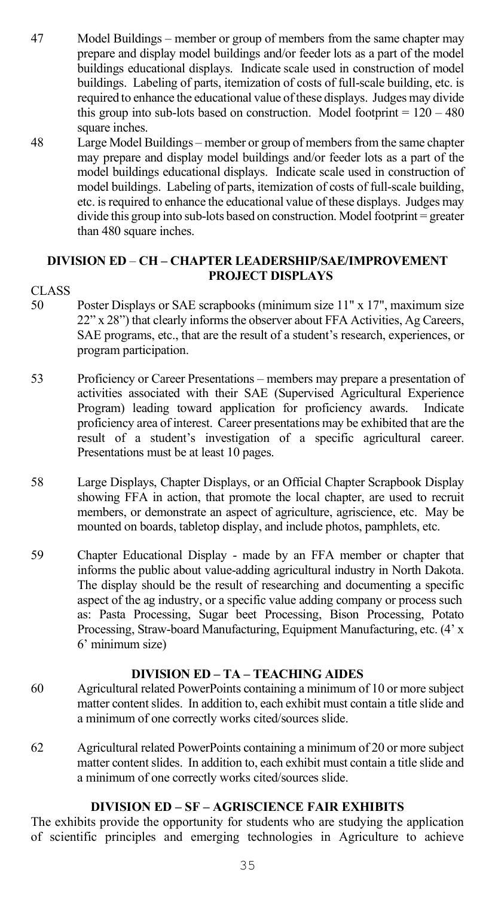47 Model Buildings – member or group of members from the same chapter may prepare and display model buildings and/or feeder lots as a part of the model buildings educational displays. Indicate scale used in construction of model buildings. Labeling of parts, itemization of costs of full-scale building, etc. is required to enhance the educational value of these displays. Judges may divide this group into sub-lots based on construction. Model footprint = 120 – 480 square inches.

48 Large Model Buildings – member or group of members from the same chapter may prepare and display model buildings and/or feeder lots as a part of the model buildings educational displays. Indicate scale used in construction of model buildings. Labeling of parts, itemization of costs of full-scale building, etc. is required to enhance the educational value of these displays. Judges may divide this group into sub-lots based on construction. Model footprint = greater than 480 square inches.

## DIVISION ED – CH – CHAPTER LEADERSHIP/SAE/IMPROVEMENT PROJECT DISPLAYS

CLASS

50 Poster Displays or SAE scrapbooks (minimum size 11" x 17", maximum size 22" x 28") that clearly informs the observer about FFA Activities, Ag Careers, SAE programs, etc., that are the result of a student's research, experiences, or program participation.

53 Proficiency or Career Presentations – members may prepare a presentation of activities associated with their SAE (Supervised Agricultural Experience Program) leading toward application for proficiency awards. Indicate proficiency area of interest. Career presentations may be exhibited that are the result of a student's investigation of a specific agricultural career. Presentations must be at least 10 pages.

58 Large Displays, Chapter Displays, or an Official Chapter Scrapbook Display showing FFA in action, that promote the local chapter, are used to recruit members, or demonstrate an aspect of agriculture, agriscience, etc. May be mounted on boards, tabletop display, and include photos, pamphlets, etc.

59 Chapter Educational Display - made by an FFA member or chapter that informs the public about value-adding agricultural industry in North Dakota. The display should be the result of researching and documenting a specific aspect of the ag industry, or a specific value adding company or process such as: Pasta Processing, Sugar beet Processing, Bison Processing, Potato Processing, Straw-board Manufacturing, Equipment Manufacturing, etc. (4' x 6' minimum size)

## DIVISION ED – TA – TEACHING AIDES

60 Agricultural related PowerPoints containing a minimum of 10 or more subject matter content slides. In addition to, each exhibit must contain a title slide and a minimum of one correctly works cited/sources slide.

62 Agricultural related PowerPoints containing a minimum of 20 or more subject matter content slides. In addition to, each exhibit must contain a title slide and a minimum of one correctly works cited/sources slide.

## DIVISION ED – SF – AGRISCIENCE FAIR EXHIBITS

The exhibits provide the opportunity for students who are studying the application of scientific principles and emerging technologies in Agriculture to achieve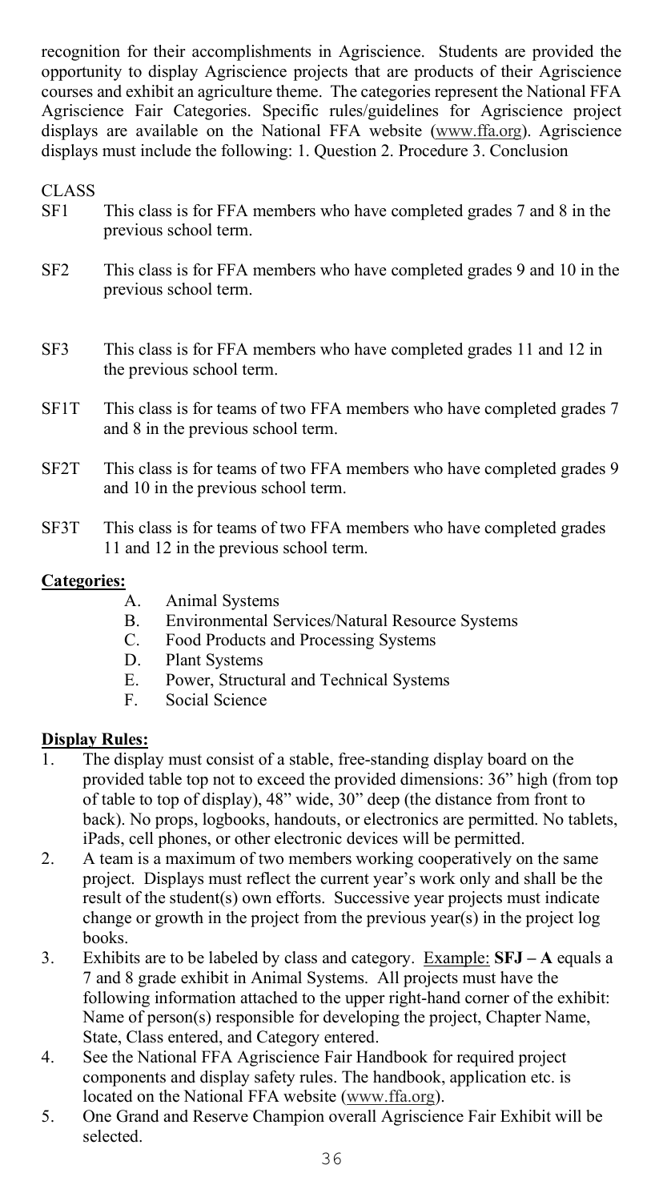recognition for their accomplishments in Agriscience. Students are provided the opportunity to display Agriscience projects that are products of their Agriscience courses and exhibit an agriculture theme. The categories represent the National FFA Agriscience Fair Categories. Specific rules/guidelines for Agriscience project displays are available on the National FFA website (www.ffa.org). Agriscience displays must include the following: 1. Question 2. Procedure 3. Conclusion

CLASS

- SF1 This class is for FFA members who have completed grades 7 and 8 in the previous school term.
- SF2 This class is for FFA members who have completed grades 9 and 10 in the previous school term.
- SF3 This class is for FFA members who have completed grades 11 and 12 in the previous school term.
- SF1T This class is for teams of two FFA members who have completed grades 7 and 8 in the previous school term.
- SF2T This class is for teams of two FFA members who have completed grades 9 and 10 in the previous school term.
- SF3T This class is for teams of two FFA members who have completed grades 11 and 12 in the previous school term.

**Categories:**

A. Animal Systems
B. Environmental Services/Natural Resource Systems
C. Food Products and Processing Systems
D. Plant Systems
E. Power, Structural and Technical Systems
F. Social Science

**Display Rules:**

1. The display must consist of a stable, free-standing display board on the provided table top not to exceed the provided dimensions: 36" high (from top of table to top of display), 48" wide, 30" deep (the distance from front to back). No props, logbooks, handouts, or electronics are permitted. No tablets, iPads, cell phones, or other electronic devices will be permitted.
2. A team is a maximum of two members working cooperatively on the same project. Displays must reflect the current year's work only and shall be the result of the student(s) own efforts. Successive year projects must indicate change or growth in the project from the previous year(s) in the project log books.
3. Exhibits are to be labeled by class and category. Example: **SFJ – A** equals a 7 and 8 grade exhibit in Animal Systems. All projects must have the following information attached to the upper right-hand corner of the exhibit: Name of person(s) responsible for developing the project, Chapter Name, State, Class entered, and Category entered.
4. See the National FFA Agriscience Fair Handbook for required project components and display safety rules. The handbook, application etc. is located on the National FFA website (www.ffa.org).
5. One Grand and Reserve Champion overall Agriscience Fair Exhibit will be selected.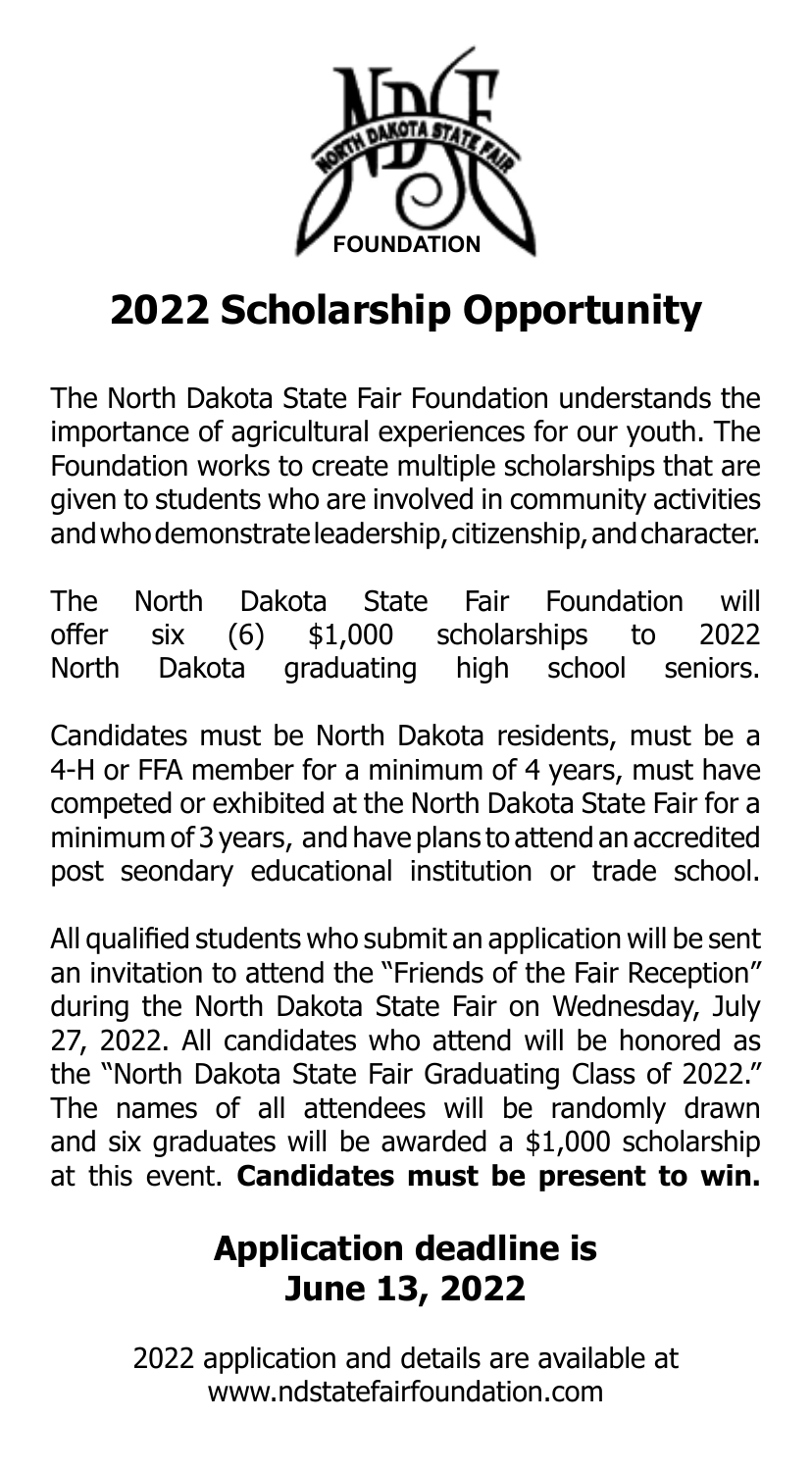# 2022 Scholarship Opportunity

The North Dakota State Fair Foundation understands the importance of agricultural experiences for our youth. The Foundation works to create multiple scholarships that are given to students who are involved in community activities and who demonstrate leadership, citizenship, and character.

The North Dakota State Fair Foundation will offer six (6) $1,000 scholarships to 2022 North Dakota graduating high school seniors.

Candidates must be North Dakota residents, must be a 4-H or FFA member for a minimum of 4 years, must have competed or exhibited at the North Dakota State Fair for a minimum of 3 years, and have plans to attend an accredited post seondary educational institution or trade school.

All qualified students who submit an application will be sent an invitation to attend the "Friends of the Fair Reception" during the North Dakota State Fair on Wednesday, July 27, 2022. All candidates who attend will be honored as the "North Dakota State Fair Graduating Class of 2022." The names of all attendees will be randomly drawn and six graduates will be awarded a $1,000 scholarship at this event. **Candidates must be present to win.**

## Application deadline is June 13, 2022

2022 application and details are available at www.ndstatefairfoundation.com